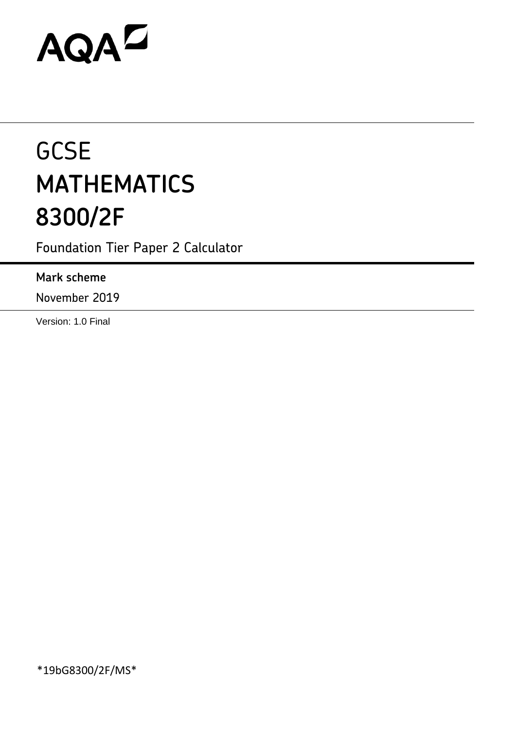AQA

# GCSE
# MATHEMATICS
# 8300/2F

Foundation Tier Paper 2 Calculator

**Mark scheme**

November 2019

Version: 1.0 Final

*19bG8300/2F/MS*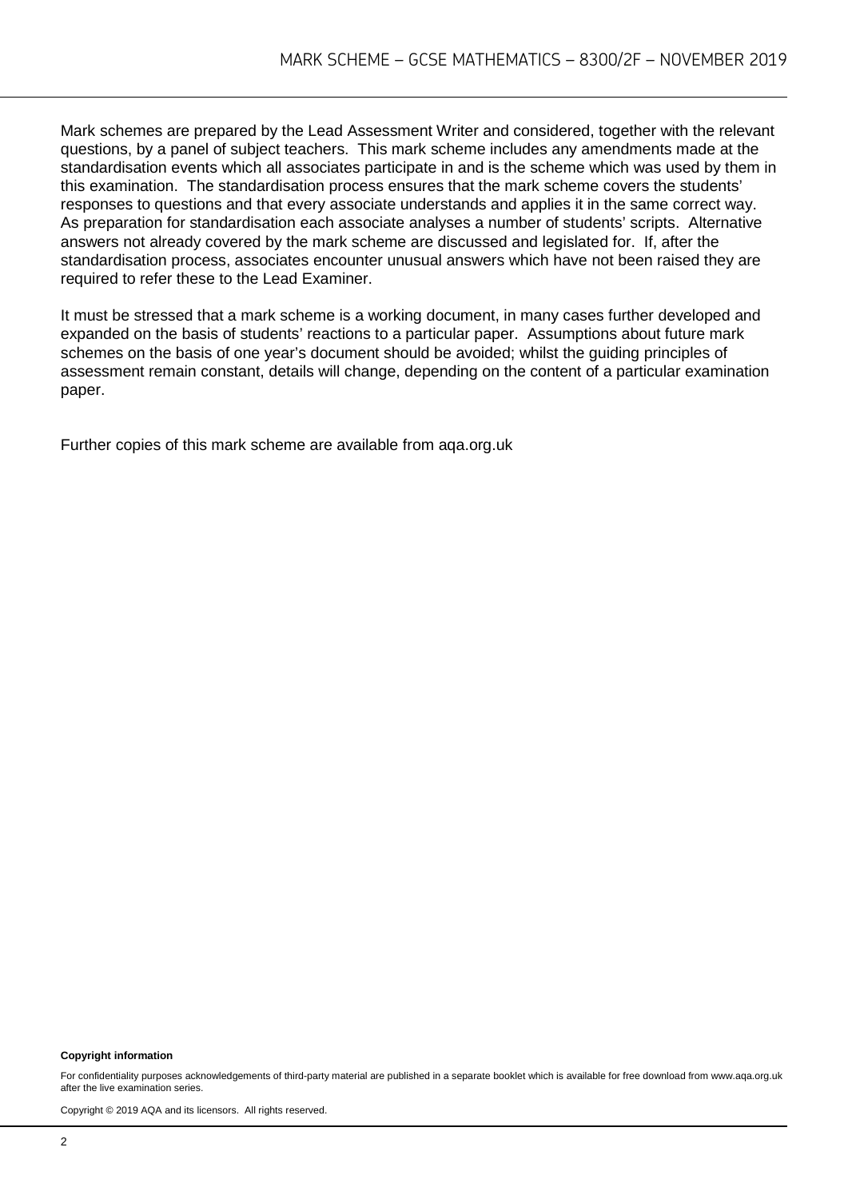Mark schemes are prepared by the Lead Assessment Writer and considered, together with the relevant questions, by a panel of subject teachers. This mark scheme includes any amendments made at the standardisation events which all associates participate in and is the scheme which was used by them in this examination. The standardisation process ensures that the mark scheme covers the students' responses to questions and that every associate understands and applies it in the same correct way. As preparation for standardisation each associate analyses a number of students' scripts. Alternative answers not already covered by the mark scheme are discussed and legislated for. If, after the standardisation process, associates encounter unusual answers which have not been raised they are required to refer these to the Lead Examiner.

It must be stressed that a mark scheme is a working document, in many cases further developed and expanded on the basis of students' reactions to a particular paper. Assumptions about future mark schemes on the basis of one year's document should be avoided; whilst the guiding principles of assessment remain constant, details will change, depending on the content of a particular examination paper.

Further copies of this mark scheme are available from aqa.org.uk

**Copyright information**

For confidentiality purposes acknowledgements of third-party material are published in a separate booklet which is available for free download from www.aqa.org.uk after the live examination series.

Copyright © 2019 AQA and its licensors. All rights reserved.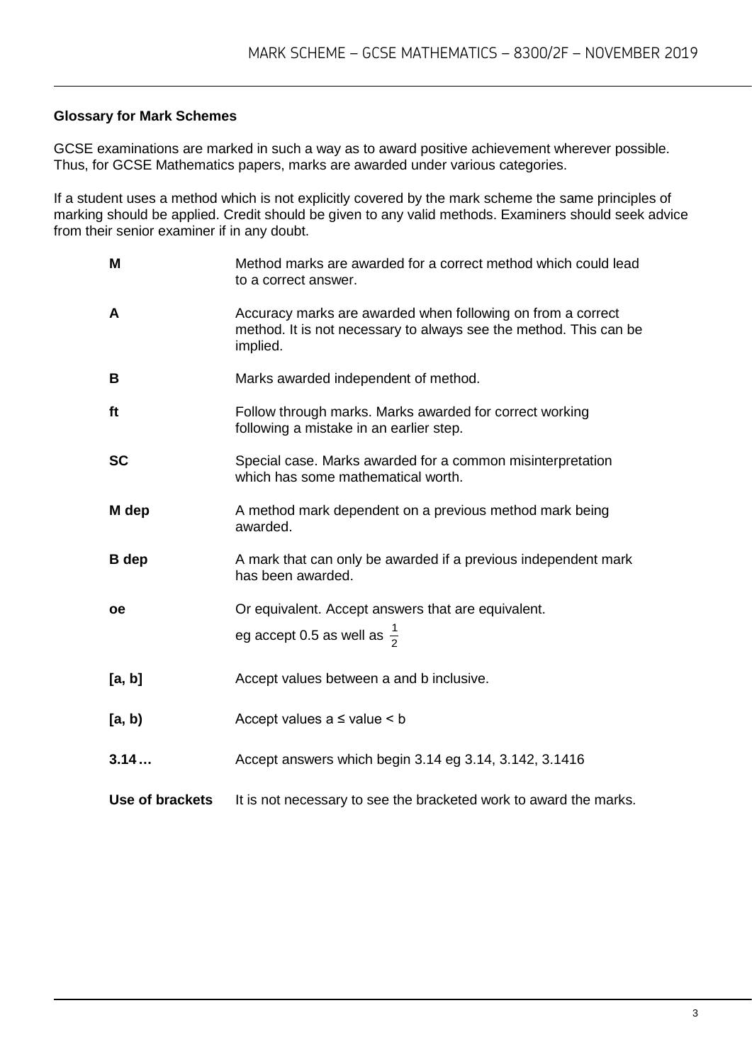**Glossary for Mark Schemes**

GCSE examinations are marked in such a way as to award positive achievement wherever possible. Thus, for GCSE Mathematics papers, marks are awarded under various categories.

If a student uses a method which is not explicitly covered by the mark scheme the same principles of marking should be applied. Credit should be given to any valid methods. Examiners should seek advice from their senior examiner if in any doubt.

| | |
|---|---|
| **M** | Method marks are awarded for a correct method which could lead to a correct answer. |
| **A** | Accuracy marks are awarded when following on from a correct method. It is not necessary to always see the method. This can be implied. |
| **B** | Marks awarded independent of method. |
| **ft** | Follow through marks. Marks awarded for correct working following a mistake in an earlier step. |
| **SC** | Special case. Marks awarded for a common misinterpretation which has some mathematical worth. |
| **M dep** | A method mark dependent on a previous method mark being awarded. |
| **B dep** | A mark that can only be awarded if a previous independent mark has been awarded. |
| **oe** | Or equivalent. Accept answers that are equivalent. eg accept 0.5 as well as $\frac{1}{2}$ |
| **[a, b]** | Accept values between a and b inclusive. |
| **[a, b)** | Accept values a ≤ value < b |
| **3.14 …** | Accept answers which begin 3.14 eg 3.14, 3.142, 3.1416 |
| **Use of brackets** | It is not necessary to see the bracketed work to award the marks. |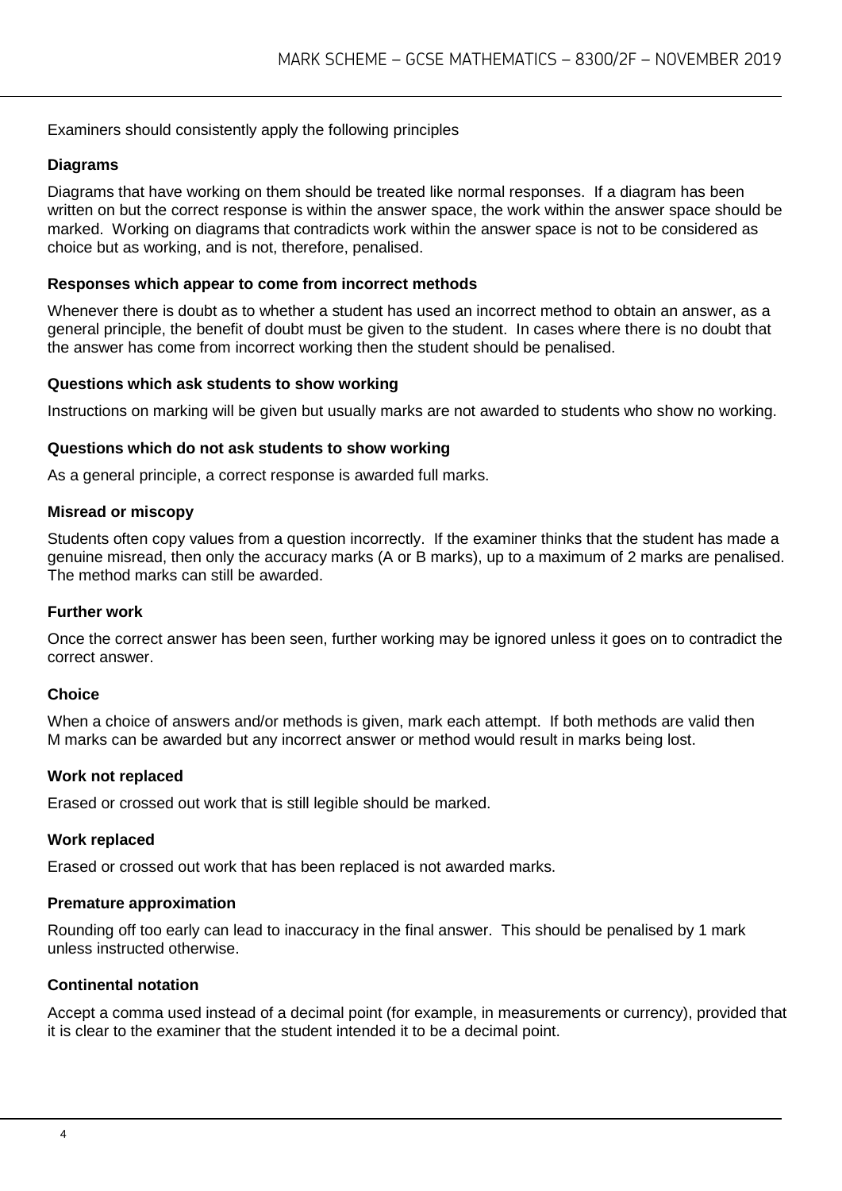Examiners should consistently apply the following principles

### Diagrams

Diagrams that have working on them should be treated like normal responses. If a diagram has been written on but the correct response is within the answer space, the work within the answer space should be marked. Working on diagrams that contradicts work within the answer space is not to be considered as choice but as working, and is not, therefore, penalised.

### Responses which appear to come from incorrect methods

Whenever there is doubt as to whether a student has used an incorrect method to obtain an answer, as a general principle, the benefit of doubt must be given to the student. In cases where there is no doubt that the answer has come from incorrect working then the student should be penalised.

### Questions which ask students to show working

Instructions on marking will be given but usually marks are not awarded to students who show no working.

### Questions which do not ask students to show working

As a general principle, a correct response is awarded full marks.

### Misread or miscopy

Students often copy values from a question incorrectly. If the examiner thinks that the student has made a genuine misread, then only the accuracy marks (A or B marks), up to a maximum of 2 marks are penalised. The method marks can still be awarded.

### Further work

Once the correct answer has been seen, further working may be ignored unless it goes on to contradict the correct answer.

### Choice

When a choice of answers and/or methods is given, mark each attempt. If both methods are valid then M marks can be awarded but any incorrect answer or method would result in marks being lost.

### Work not replaced

Erased or crossed out work that is still legible should be marked.

### Work replaced

Erased or crossed out work that has been replaced is not awarded marks.

### Premature approximation

Rounding off too early can lead to inaccuracy in the final answer. This should be penalised by 1 mark unless instructed otherwise.

### Continental notation

Accept a comma used instead of a decimal point (for example, in measurements or currency), provided that it is clear to the examiner that the student intended it to be a decimal point.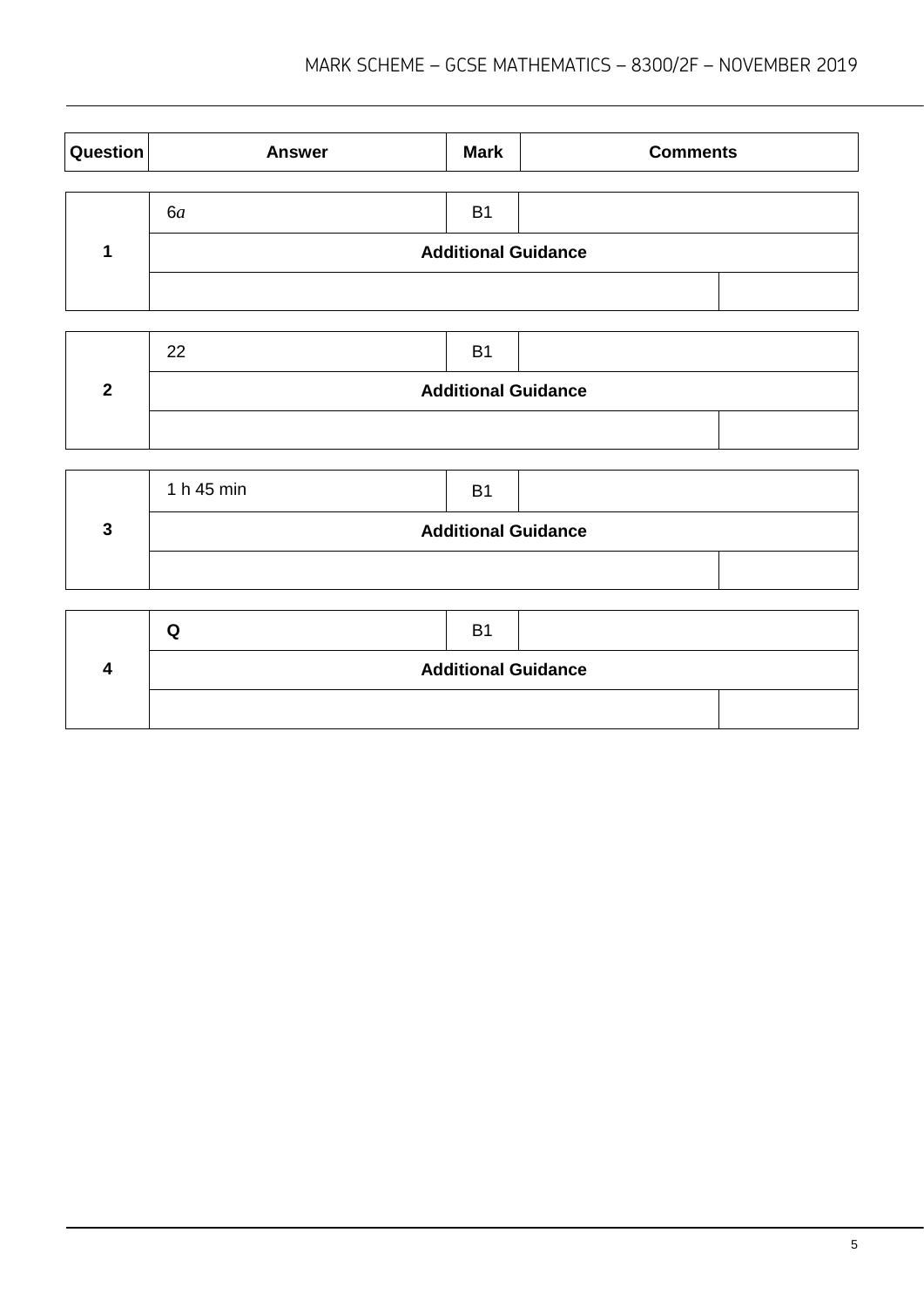| Question | Answer | Mark | Comments |
|---|---|---|---|

| 1 | $6a$ | B1 | |
|---|---|---|---|
| | **Additional Guidance** | | |
| | | | |

| 2 | 22 | B1 | |
|---|---|---|---|
| | **Additional Guidance** | | |
| | | | |

| 3 | 1 h 45 min | B1 | |
|---|---|---|---|
| | **Additional Guidance** | | |
| | | | |

| 4 | **Q** | B1 | |
|---|---|---|---|
| | **Additional Guidance** | | |
| | | | |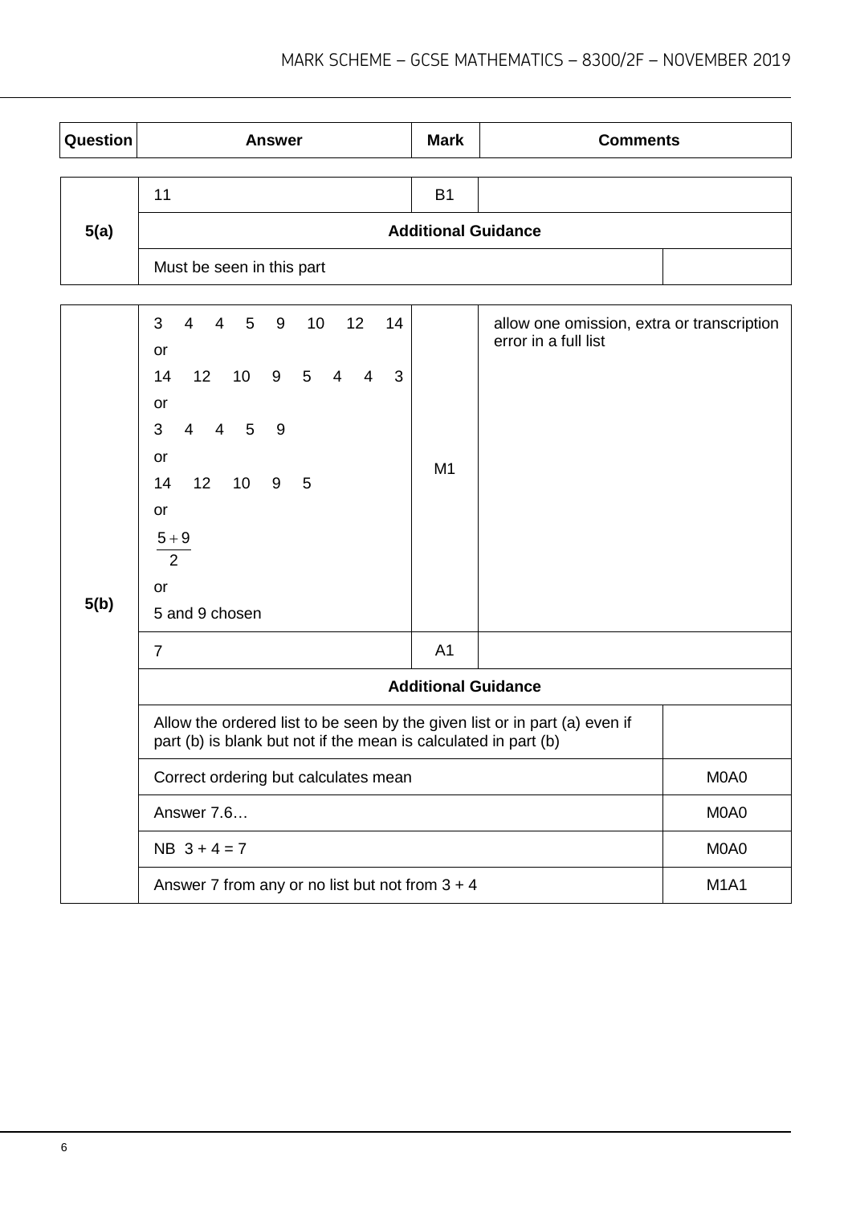| Question | Answer | Mark | Comments |
|---|---|---|---|
| 5(a) | 11 | B1 | |
| | **Additional Guidance** | | |
| | Must be seen in this part | | |

| Question | Answer | Mark | Comments |
|---|---|---|---|
| 5(b) | 3 4 4 5 9 10 12 14<br>or<br>14 12 10 9 5 4 4 3<br>or<br>3 4 4 5 9<br>or<br>14 12 10 9 5<br>or<br>$\frac{5+9}{2}$<br>or<br>5 and 9 chosen | M1 | allow one omission, extra or transcription error in a full list |
| | 7 | A1 | |
| | **Additional Guidance** | | |
| | Allow the ordered list to be seen by the given list or in part (a) even if part (b) is blank but not if the mean is calculated in part (b) | | |
| | Correct ordering but calculates mean | | M0A0 |
| | Answer 7.6… | | M0A0 |
| | NB $3 + 4 = 7$ | | M0A0 |
| | Answer 7 from any or no list but not from $3 + 4$ | | M1A1 |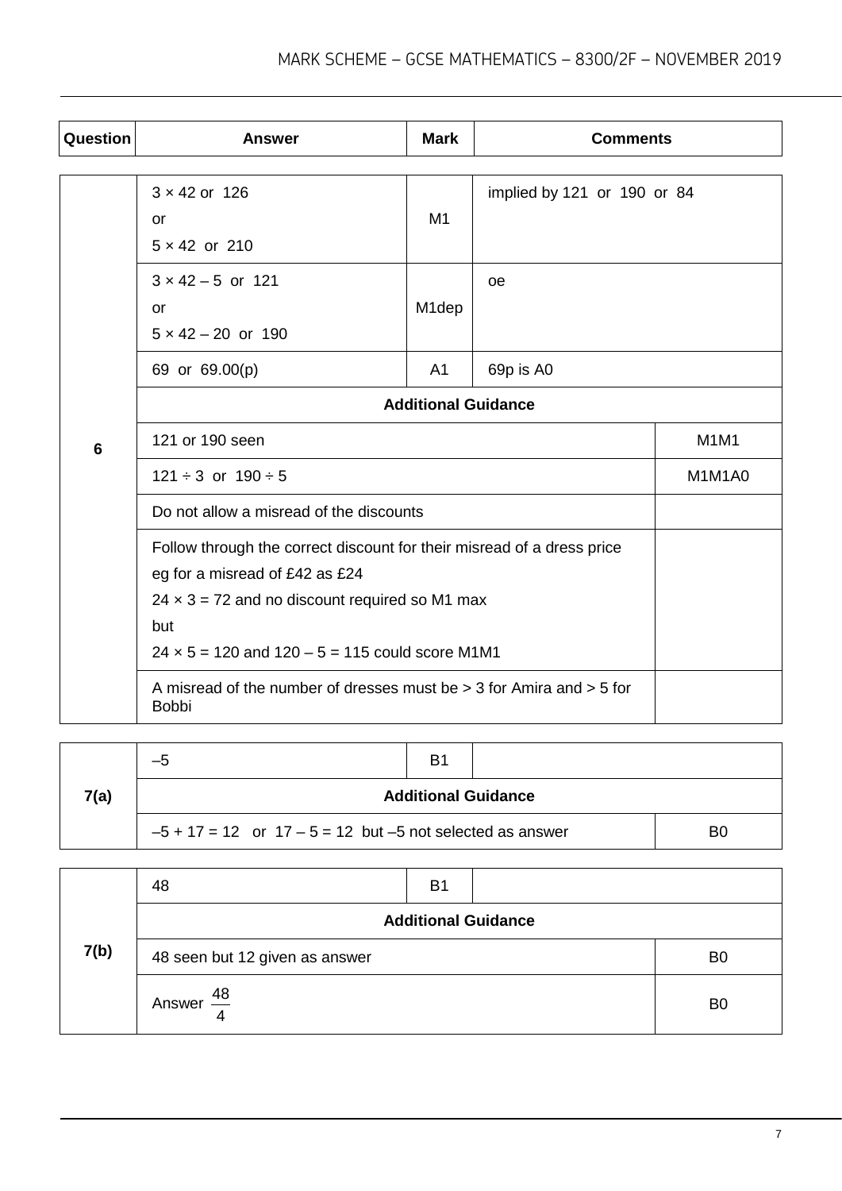| Question | Answer | Mark | Comments |
|---|---|---|---|
| 6 | $3 \times 42$ or 126<br>or<br>$5 \times 42$ or 210 | M1 | implied by 121 or 190 or 84 |
| | $3 \times 42 - 5$ or 121<br>or<br>$5 \times 42 - 20$ or 190 | M1dep | oe |
| | 69 or 69.00(p) | A1 | 69p is A0 |
| | **Additional Guidance** | | |
| | 121 or 190 seen | | M1M1 |
| | $121 \div 3$ or $190 \div 5$ | | M1M1A0 |
| | Do not allow a misread of the discounts | | |
| | Follow through the correct discount for their misread of a dress price<br>eg for a misread of £42 as £24<br>$24 \times 3 = 72$ and no discount required so M1 max<br>but<br>$24 \times 5 = 120$ and $120 - 5 = 115$ could score M1M1 | | |
| | A misread of the number of dresses must be > 3 for Amira and > 5 for Bobbi | | |

| Question | Answer | Mark | Comments |
|---|---|---|---|
| 7(a) | $-5$ | B1 | |
| | **Additional Guidance** | | |
| | $-5 + 17 = 12$ or $17 - 5 = 12$ but $-5$ not selected as answer | | B0 |

| Question | Answer | Mark | Comments |
|---|---|---|---|
| 7(b) | 48 | B1 | |
| | **Additional Guidance** | | |
| | 48 seen but 12 given as answer | | B0 |
| | Answer $\frac{48}{4}$ | | B0 |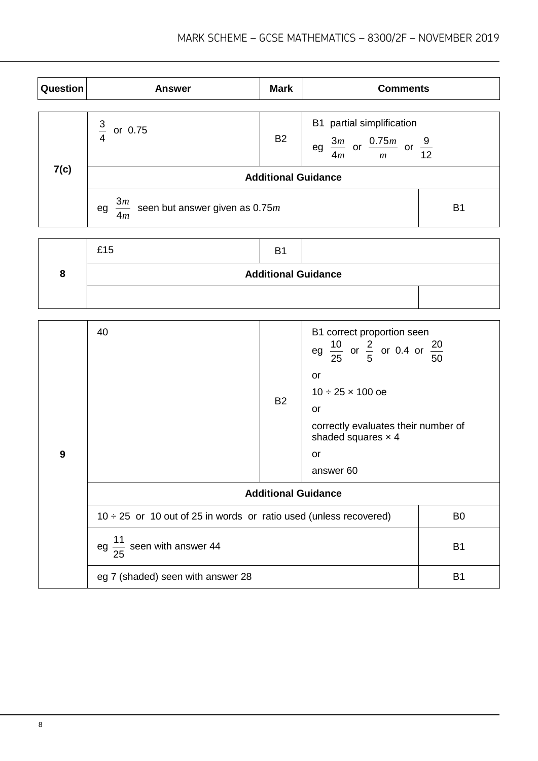| Question | Answer | Mark | Comments |
|---|---|---|---|
| 7(c) | $\frac{3}{4}$ or 0.75 | B2 | B1 partial simplification<br>eg $\frac{3m}{4m}$ or $\frac{0.75m}{m}$ or $\frac{9}{12}$ |
| | **Additional Guidance** | | |
| | eg $\frac{3m}{4m}$ seen but answer given as $0.75m$ | | B1 |

| Question | Answer | Mark | Comments |
|---|---|---|---|
| 8 | £15 | B1 | |
| | **Additional Guidance** | | |
| | | | |

| Question | Answer | Mark | Comments |
|---|---|---|---|
| 9 | 40 | B2 | B1 correct proportion seen<br>eg $\frac{10}{25}$ or $\frac{2}{5}$ or 0.4 or $\frac{20}{50}$<br>or<br>$10 \div 25 \times 100$ oe<br>or<br>correctly evaluates their number of shaded squares $\times 4$<br>or<br>answer 60 |
| | **Additional Guidance** | | |
| | $10 \div 25$ or 10 out of 25 in words or ratio used (unless recovered) | | B0 |
| | eg $\frac{11}{25}$ seen with answer 44 | | B1 |
| | eg 7 (shaded) seen with answer 28 | | B1 |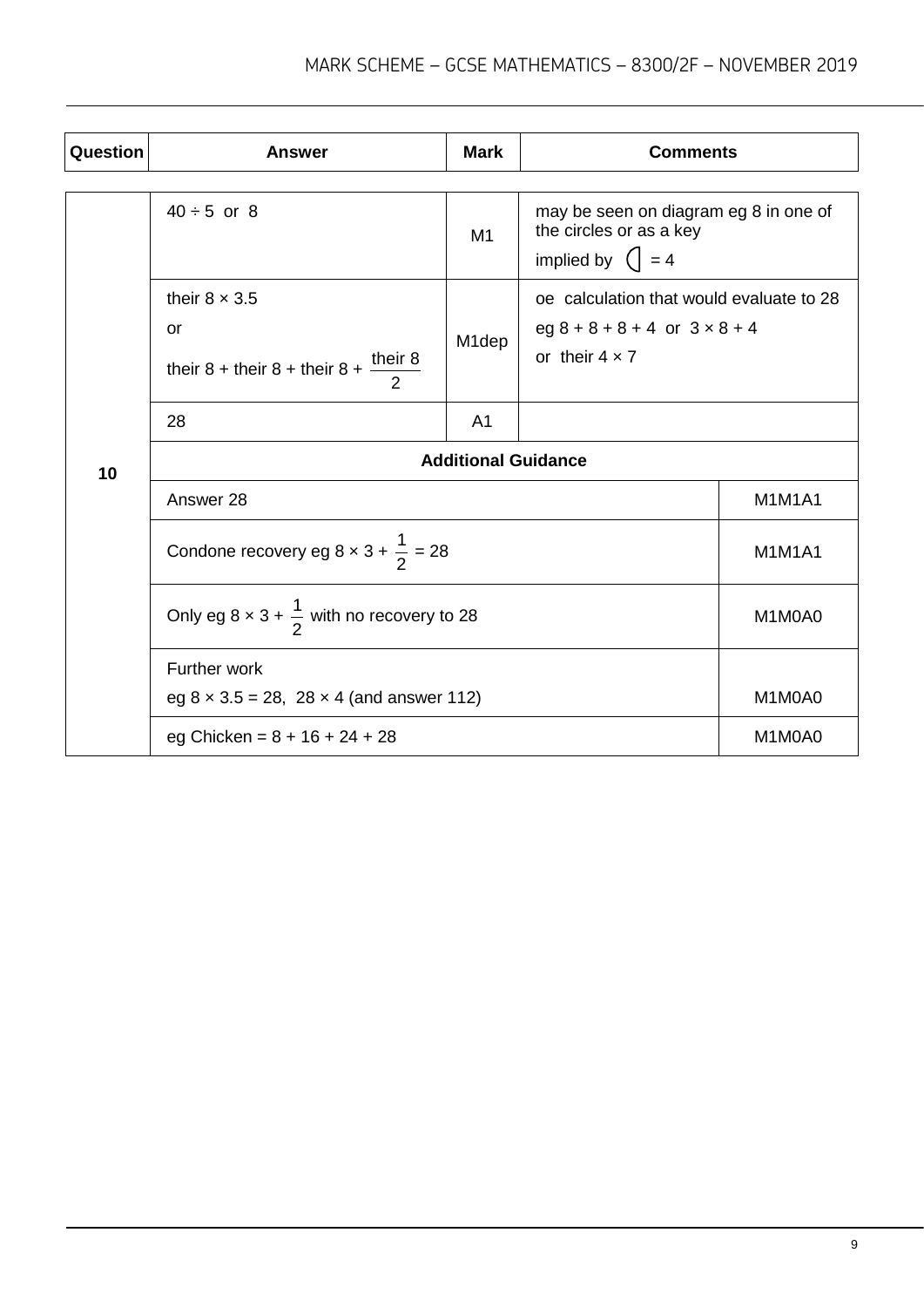| Question | Answer | Mark | Comments |
|---|---|---|---|
| 10 | $40 \div 5$ or 8 | M1 | may be seen on diagram eg 8 in one of the circles or as a key<br>implied by ◖ = 4 |
| | their $8 \times 3.5$<br>or<br>their 8 + their 8 + their 8 + $\frac{\text{their } 8}{2}$ | M1dep | oe calculation that would evaluate to 28<br>eg $8 + 8 + 8 + 4$ or $3 \times 8 + 4$<br>or their $4 \times 7$ |
| | 28 | A1 | |
| | **Additional Guidance** | | |
| | Answer 28 | | M1M1A1 |
| | Condone recovery eg $8 \times 3 + \frac{1}{2} = 28$ | | M1M1A1 |
| | Only eg $8 \times 3 + \frac{1}{2}$ with no recovery to 28 | | M1M0A0 |
| | Further work<br>eg $8 \times 3.5 = 28$, $28 \times 4$ (and answer 112) | | M1M0A0 |
| | eg Chicken = 8 + 16 + 24 + 28 | | M1M0A0 |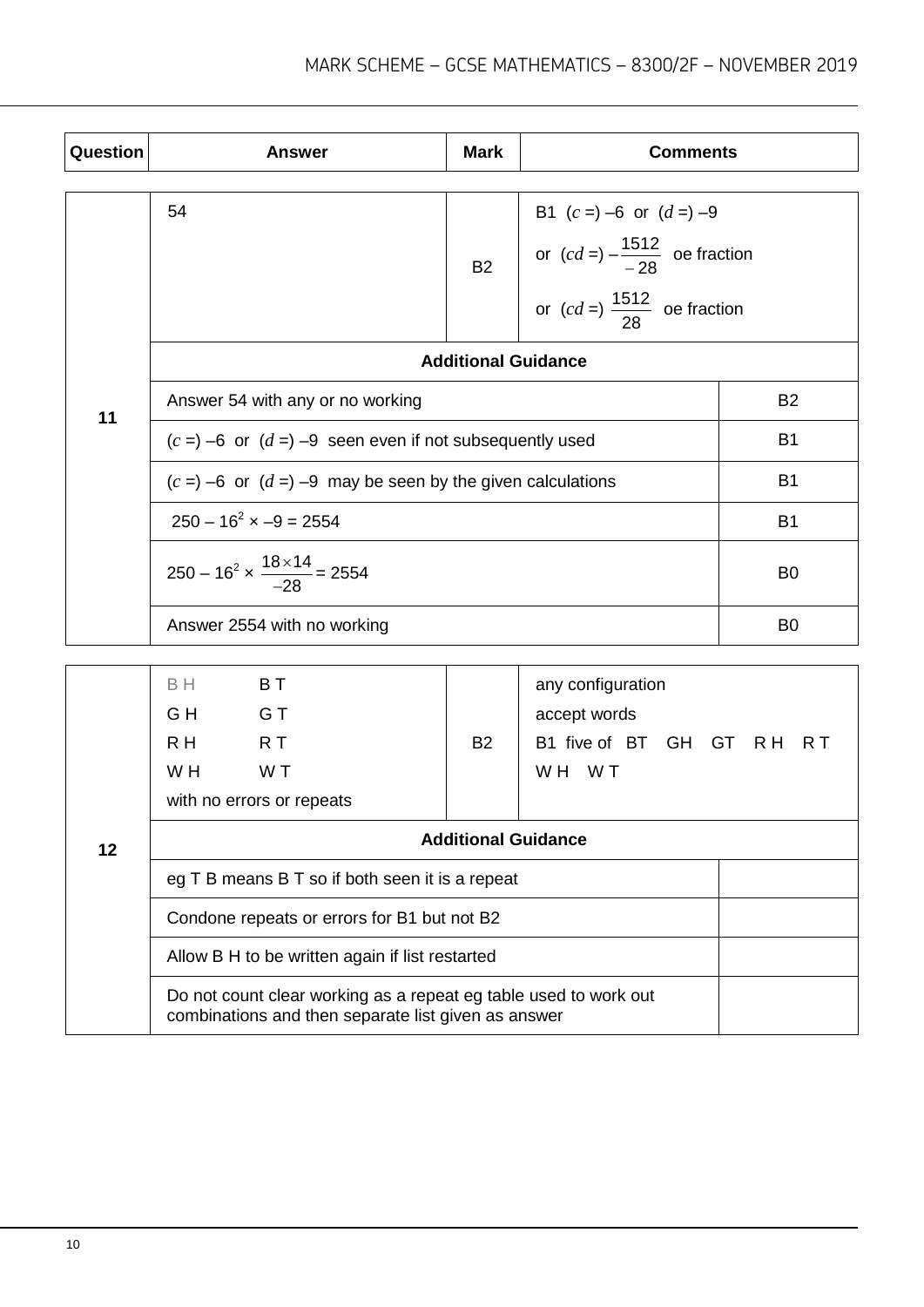| Question | Answer | Mark | Comments |
|---|---|---|---|
| 11 | 54 | B2 | B1 ($c$ =) –6 or ($d$ =) –9<br>or ($cd$ =) $-\frac{1512}{-28}$ oe fraction<br>or ($cd$ =) $\frac{1512}{28}$ oe fraction |

**Additional Guidance**

| Question 11 | |
|---|---|
| Answer 54 with any or no working | B2 |
| ($c$ =) –6 or ($d$ =) –9 seen even if not subsequently used | B1 |
| ($c$ =) –6 or ($d$ =) –9 may be seen by the given calculations | B1 |
| $250 - 16^2 \times -9 = 2554$ | B1 |
| $250 - 16^2 \times \frac{18 \times 14}{-28} = 2554$ | B0 |
| Answer 2554 with no working | B0 |

| Question | Answer | Mark | Comments |
|---|---|---|---|
| 12 | B H B T<br>G H G T<br>R H R T<br>W H W T<br>with no errors or repeats | B2 | any configuration<br>accept words<br>B1 five of BT GH GT R H R T W H W T |

**Additional Guidance**

| Question 12 | |
|---|---|
| eg T B means B T so if both seen it is a repeat | |
| Condone repeats or errors for B1 but not B2 | |
| Allow B H to be written again if list restarted | |
| Do not count clear working as a repeat eg table used to work out combinations and then separate list given as answer | |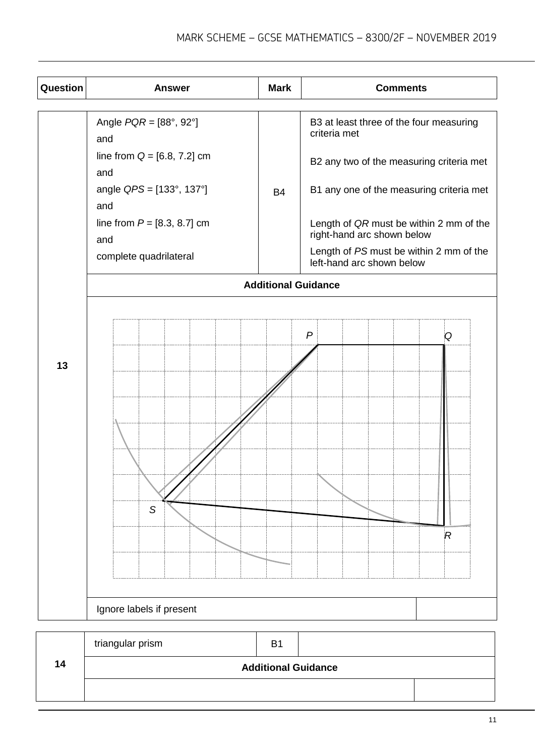| Question | Answer | Mark | Comments |
|---|---|---|---|
| 13 | Angle *PQR* = [88°, 92°]<br>and<br>line from *Q* = [6.8, 7.2] cm<br>and<br>angle *QPS* = [133°, 137°]<br>and<br>line from *P* = [8.3, 8.7] cm<br>and<br>complete quadrilateral | B4 | B3 at least three of the four measuring criteria met<br><br>B2 any two of the measuring criteria met<br><br>B1 any one of the measuring criteria met<br><br>Length of *QR* must be within 2 mm of the right-hand arc shown below<br><br>Length of *PS* must be within 2 mm of the left-hand arc shown below |
| | **Additional Guidance** | | |
| | *P* *Q* *S* *R* | | |
| | Ignore labels if present | | |

| Question | Answer | Mark | Comments |
|---|---|---|---|
| 14 | triangular prism | B1 | |
| | **Additional Guidance** | | |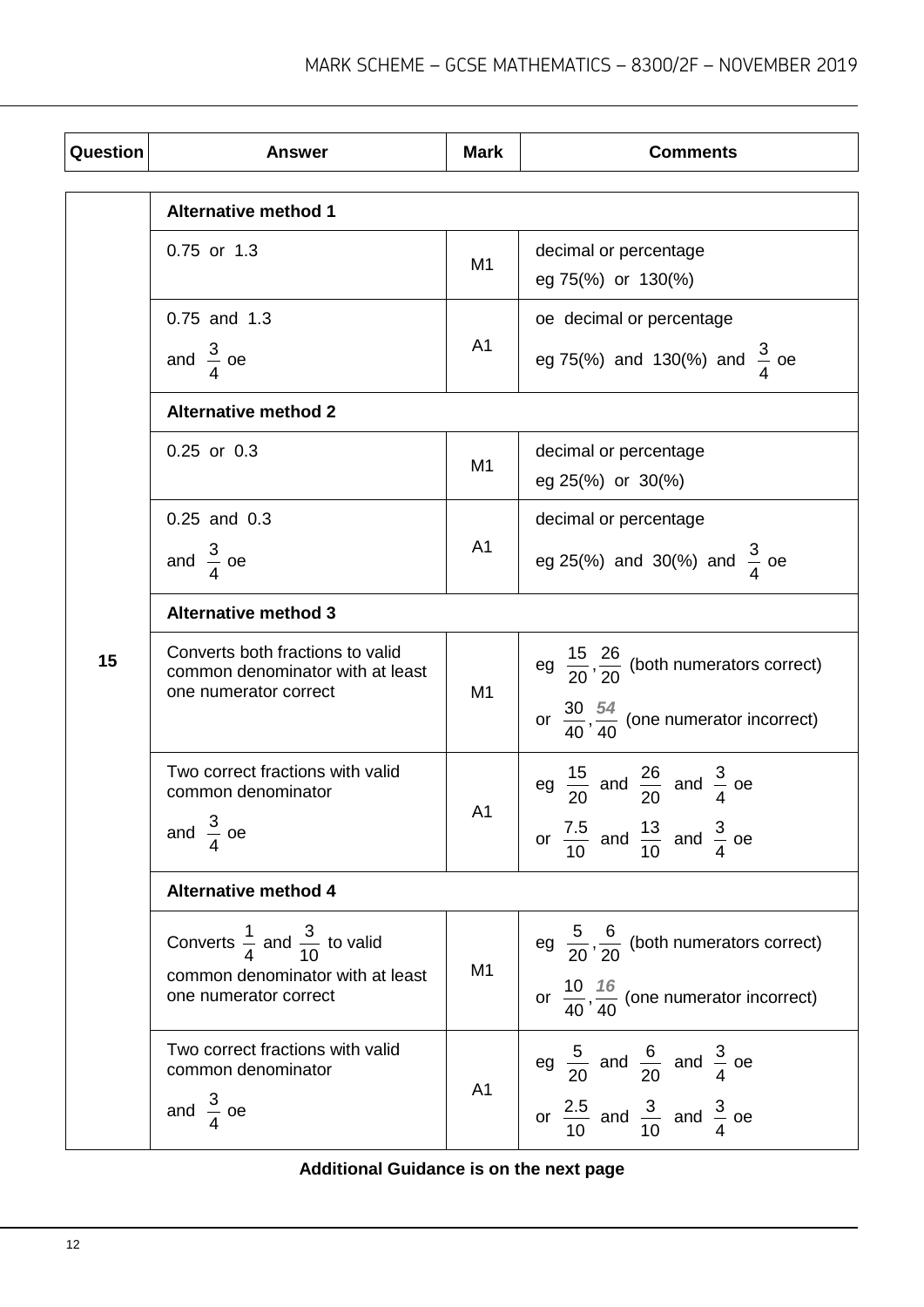| Question | Answer | Mark | Comments |
|---|---|---|---|
| | **Alternative method 1** | | |
| | 0.75 or 1.3 | M1 | decimal or percentage<br>eg 75(%) or 130(%) |
| | 0.75 and 1.3<br>and $\frac{3}{4}$ oe | A1 | oe decimal or percentage<br>eg 75(%) and 130(%) and $\frac{3}{4}$ oe |
| | **Alternative method 2** | | |
| | 0.25 or 0.3 | M1 | decimal or percentage<br>eg 25(%) or 30(%) |
| | 0.25 and 0.3<br>and $\frac{3}{4}$ oe | A1 | decimal or percentage<br>eg 25(%) and 30(%) and $\frac{3}{4}$ oe |
| | **Alternative method 3** | | |
| 15 | Converts both fractions to valid common denominator with at least one numerator correct | M1 | eg $\frac{15}{20}, \frac{26}{20}$ (both numerators correct)<br>or $\frac{30}{40}, \frac{54}{40}$ (one numerator incorrect) |
| | Two correct fractions with valid common denominator<br>and $\frac{3}{4}$ oe | A1 | eg $\frac{15}{20}$ and $\frac{26}{20}$ and $\frac{3}{4}$ oe<br>or $\frac{7.5}{10}$ and $\frac{13}{10}$ and $\frac{3}{4}$ oe |
| | **Alternative method 4** | | |
| | Converts $\frac{1}{4}$ and $\frac{3}{10}$ to valid common denominator with at least one numerator correct | M1 | eg $\frac{5}{20}, \frac{6}{20}$ (both numerators correct)<br>or $\frac{10}{40}, \frac{16}{40}$ (one numerator incorrect) |
| | Two correct fractions with valid common denominator<br>and $\frac{3}{4}$ oe | A1 | eg $\frac{5}{20}$ and $\frac{6}{20}$ and $\frac{3}{4}$ oe<br>or $\frac{2.5}{10}$ and $\frac{3}{10}$ and $\frac{3}{4}$ oe |

**Additional Guidance is on the next page**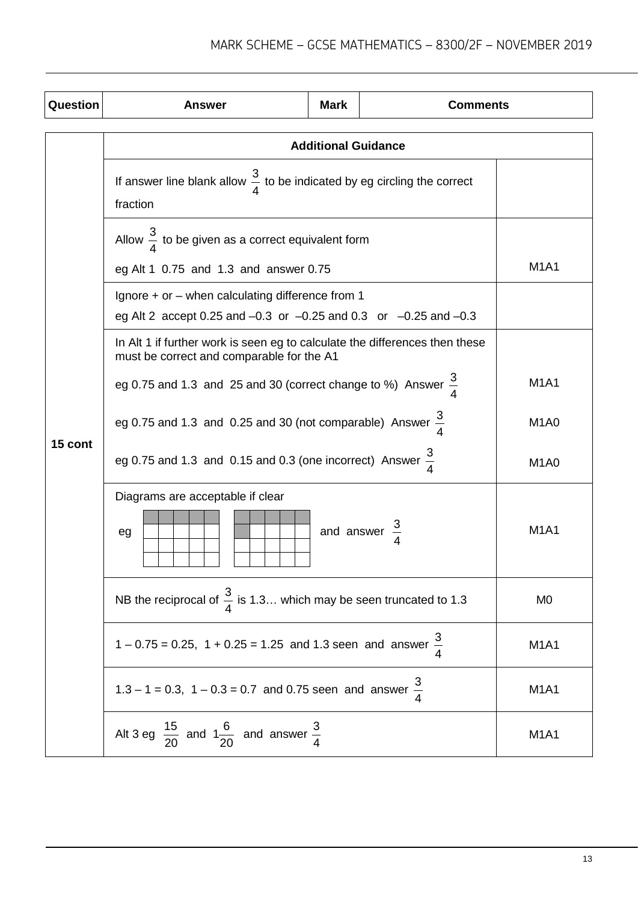| Question | Answer | Mark | Comments |
|---|---|---|---|

| Question | Additional Guidance | |
|---|---|---|
| 15 cont | If answer line blank allow $\frac{3}{4}$ to be indicated by eg circling the correct fraction | |
| | Allow $\frac{3}{4}$ to be given as a correct equivalent form<br>eg Alt 1 0.75 and 1.3 and answer 0.75 | M1A1 |
| | Ignore + or – when calculating difference from 1<br>eg Alt 2 accept 0.25 and –0.3 or –0.25 and 0.3 or –0.25 and –0.3 | |
| | In Alt 1 if further work is seen eg to calculate the differences then these must be correct and comparable for the A1 | |
| | eg 0.75 and 1.3 and 25 and 30 (correct change to %) Answer $\frac{3}{4}$ | M1A1 |
| | eg 0.75 and 1.3 and 0.25 and 30 (not comparable) Answer $\frac{3}{4}$ | M1A0 |
| | eg 0.75 and 1.3 and 0.15 and 0.3 (one incorrect) Answer $\frac{3}{4}$ | M1A0 |
| | Diagrams are acceptable if clear<br>eg [two 4×5 grids: first with top row of 5 shaded; second with top row of 5 and one further square shaded] and answer $\frac{3}{4}$ | M1A1 |
| | NB the reciprocal of $\frac{3}{4}$ is 1.3… which may be seen truncated to 1.3 | M0 |
| | 1 – 0.75 = 0.25, 1 + 0.25 = 1.25 and 1.3 seen and answer $\frac{3}{4}$ | M1A1 |
| | 1.3 – 1 = 0.3, 1 – 0.3 = 0.7 and 0.75 seen and answer $\frac{3}{4}$ | M1A1 |
| | Alt 3 eg $\frac{15}{20}$ and $1\frac{6}{20}$ and answer $\frac{3}{4}$ | M1A1 |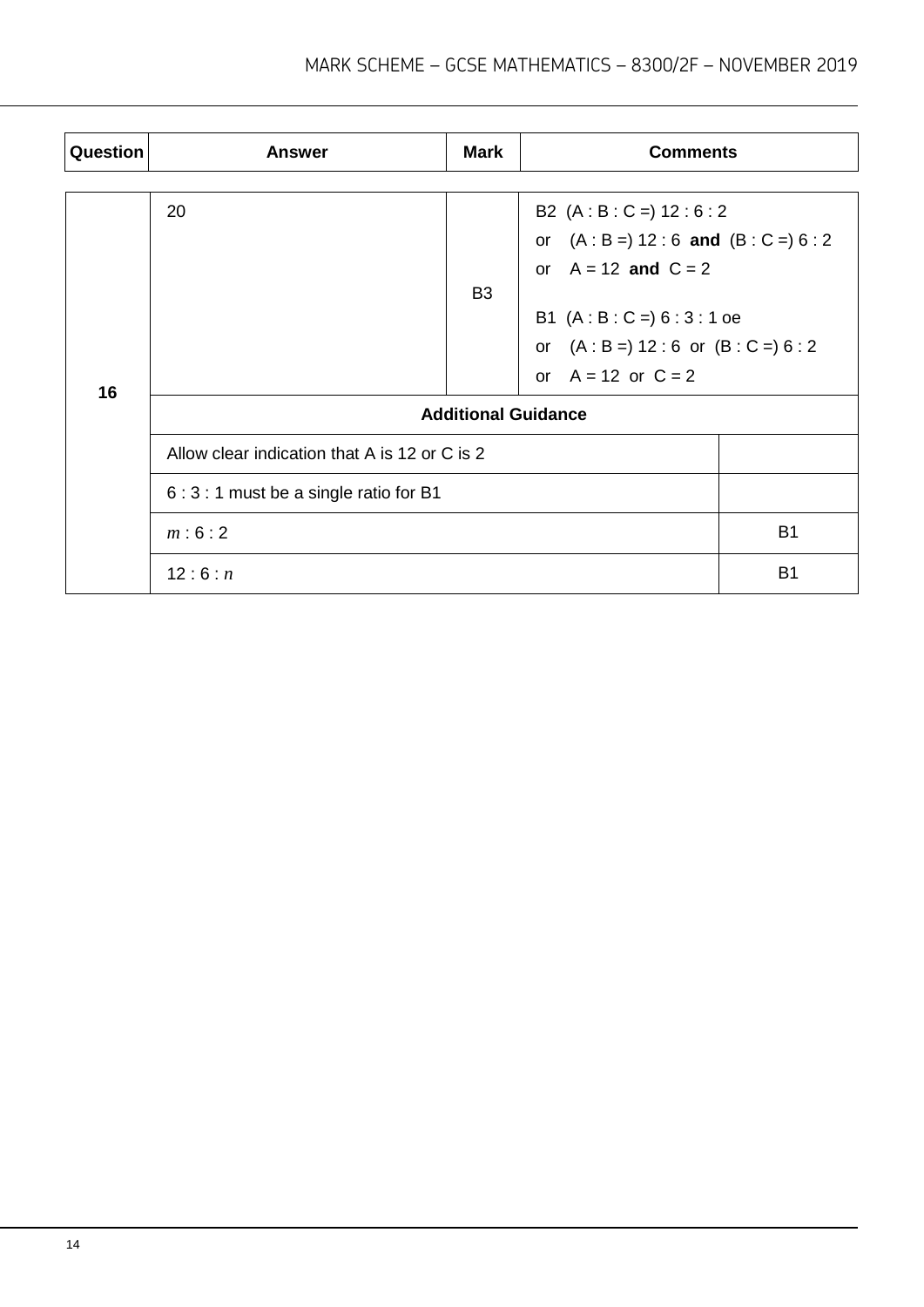| Question | Answer | Mark | Comments |
| --- | --- | --- | --- |
| 16 | 20 | B3 | B2 (A : B : C =) 12 : 6 : 2<br>or (A : B =) 12 : 6 **and** (B : C =) 6 : 2<br>or A = 12 **and** C = 2<br><br>B1 (A : B : C =) 6 : 3 : 1 oe<br>or (A : B =) 12 : 6 or (B : C =) 6 : 2<br>or A = 12 or C = 2 |
| | **Additional Guidance** | | |
| | Allow clear indication that A is 12 or C is 2 | | |
| | 6 : 3 : 1 must be a single ratio for B1 | | |
| | $m$ : 6 : 2 | | B1 |
| | 12 : 6 : $n$ | | B1 |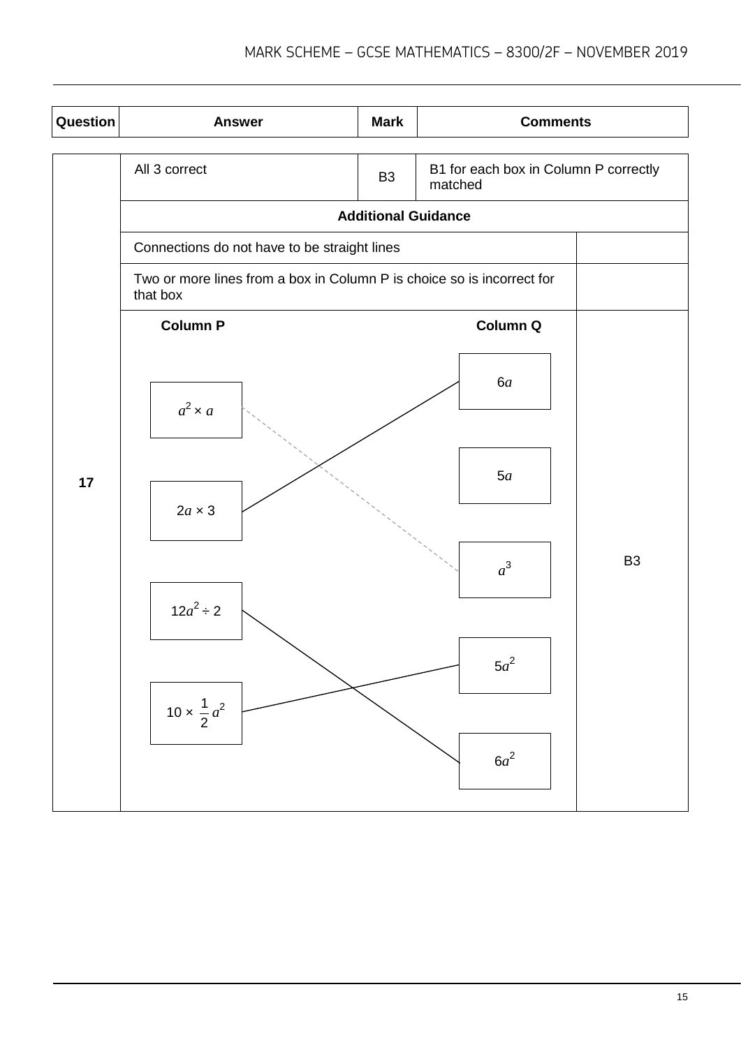| Question | Answer | Mark | Comments |
|---|---|---|---|
| 17 | All 3 correct | B3 | B1 for each box in Column P correctly matched |
| | **Additional Guidance** | | |
| | Connections do not have to be straight lines | | |
| | Two or more lines from a box in Column P is choice so is incorrect for that box | | |
| | **Column P** / **Column Q**<br>$a^2 \times a$ — $a^3$ (dashed line)<br>$2a \times 3$ — $6a$<br>$12a^2 \div 2$ — $6a^2$<br>$10 \times \frac{1}{2}a^2$ — $5a^2$<br>(unmatched in Column Q: $5a$) | | B3 |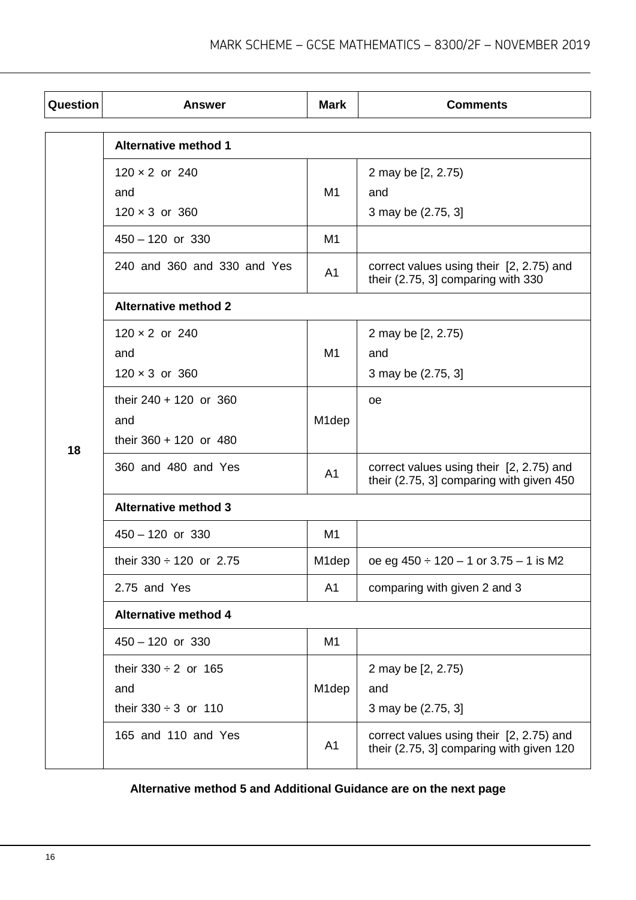| Question | Answer | Mark | Comments |
|---|---|---|---|
| 18 | **Alternative method 1** | | |
| | $120 \times 2$ or 240<br>and<br>$120 \times 3$ or 360 | M1 | 2 may be [2, 2.75)<br>and<br>3 may be (2.75, 3] |
| | $450 - 120$ or 330 | M1 | |
| | 240 and 360 and 330 and Yes | A1 | correct values using their [2, 2.75) and their (2.75, 3] comparing with 330 |
| | **Alternative method 2** | | |
| | $120 \times 2$ or 240<br>and<br>$120 \times 3$ or 360 | M1 | 2 may be [2, 2.75)<br>and<br>3 may be (2.75, 3] |
| | their $240 + 120$ or 360<br>and<br>their $360 + 120$ or 480 | M1dep | oe |
| | 360 and 480 and Yes | A1 | correct values using their [2, 2.75) and their (2.75, 3] comparing with given 450 |
| | **Alternative method 3** | | |
| | $450 - 120$ or 330 | M1 | |
| | their $330 \div 120$ or 2.75 | M1dep | oe eg $450 \div 120 - 1$ or $3.75 - 1$ is M2 |
| | 2.75 and Yes | A1 | comparing with given 2 and 3 |
| | **Alternative method 4** | | |
| | $450 - 120$ or 330 | M1 | |
| | their $330 \div 2$ or 165<br>and<br>their $330 \div 3$ or 110 | M1dep | 2 may be [2, 2.75)<br>and<br>3 may be (2.75, 3] |
| | 165 and 110 and Yes | A1 | correct values using their [2, 2.75) and their (2.75, 3] comparing with given 120 |

**Alternative method 5 and Additional Guidance are on the next page**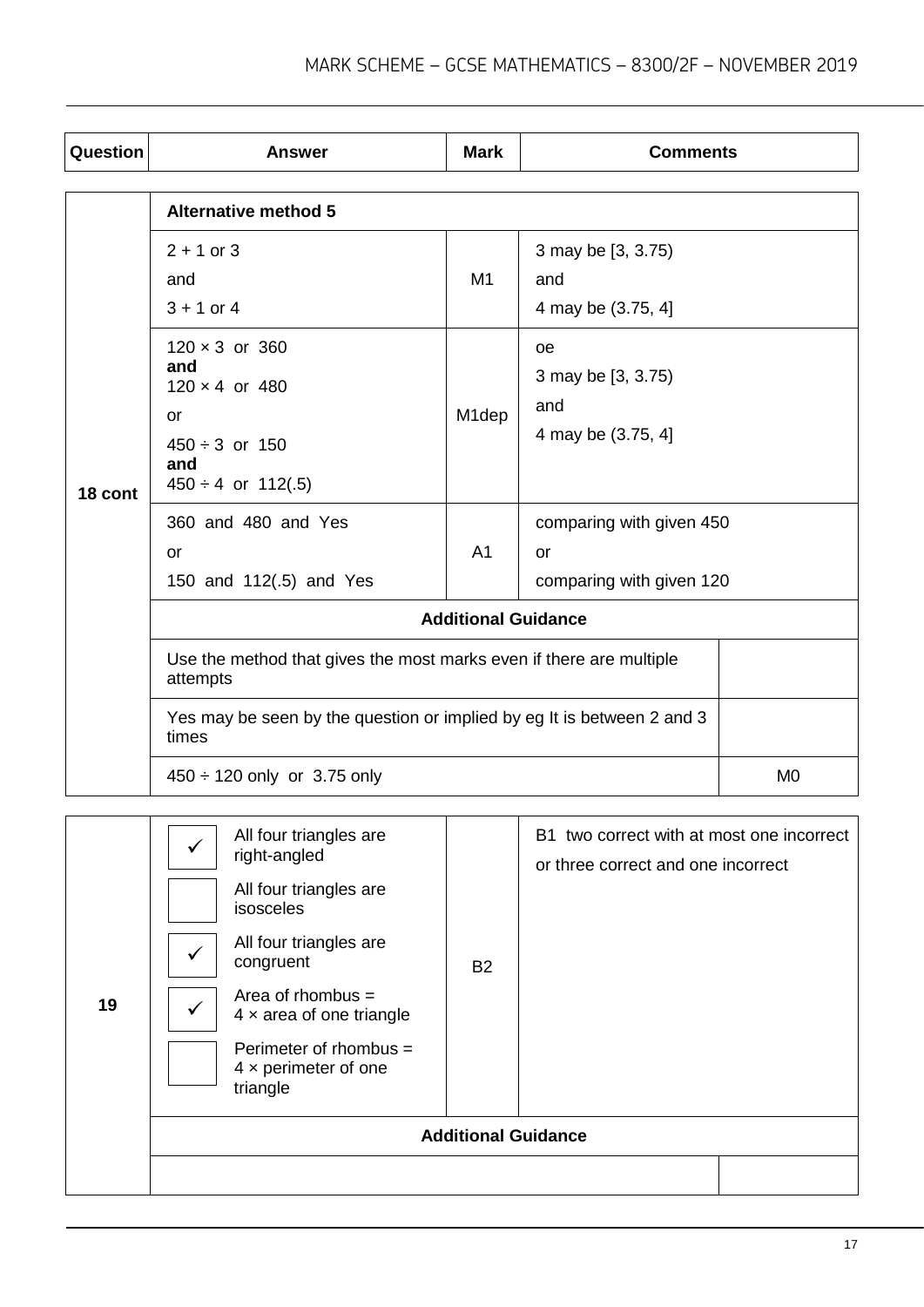| Question | Answer | Mark | Comments |
|---|---|---|---|
| 18 cont | **Alternative method 5** | | |
| | $2 + 1$ or 3<br>and<br>$3 + 1$ or 4 | M1 | 3 may be [3, 3.75)<br>and<br>4 may be (3.75, 4] |
| | $120 \times 3$ or 360<br>**and**<br>$120 \times 4$ or 480<br>or<br>$450 \div 3$ or 150<br>**and**<br>$450 \div 4$ or 112(.5) | M1dep | oe<br>3 may be [3, 3.75)<br>and<br>4 may be (3.75, 4] |
| | 360 and 480 and Yes<br>or<br>150 and 112(.5) and Yes | A1 | comparing with given 450<br>or<br>comparing with given 120 |
| | **Additional Guidance** | | |
| | Use the method that gives the most marks even if there are multiple attempts | | |
| | Yes may be seen by the question or implied by eg It is between 2 and 3 times | | |
| | $450 \div 120$ only or 3.75 only | | M0 |

| Question | Answer | Mark | Comments |
|---|---|---|---|
| 19 | ✓ All four triangles are right-angled<br>☐ All four triangles are isosceles<br>✓ All four triangles are congruent<br>✓ Area of rhombus = $4 \times$ area of one triangle<br>☐ Perimeter of rhombus = $4 \times$ perimeter of one triangle | B2 | B1 two correct with at most one incorrect<br>or three correct and one incorrect |
| | **Additional Guidance** | | |
| | | | |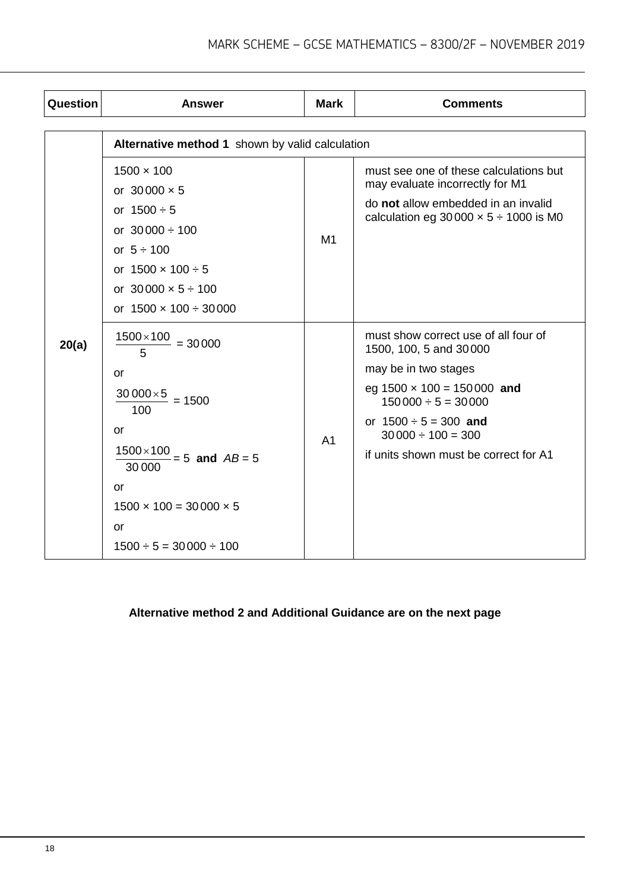| Question | Answer | Mark | Comments |
|---|---|---|---|
| 20(a) | **Alternative method 1** shown by valid calculation | | |
| | $1500 \times 100$<br>or $30\,000 \times 5$<br>or $1500 \div 5$<br>or $30\,000 \div 100$<br>or $5 \div 100$<br>or $1500 \times 100 \div 5$<br>or $30\,000 \times 5 \div 100$<br>or $1500 \times 100 \div 30\,000$ | M1 | must see one of these calculations but may evaluate incorrectly for M1<br><br>do **not** allow embedded in an invalid calculation eg $30\,000 \times 5 \div 1000$ is M0 |
| | $\frac{1500 \times 100}{5} = 30\,000$<br>or<br>$\frac{30\,000 \times 5}{100} = 1500$<br>or<br>$\frac{1500 \times 100}{30\,000} = 5$ **and** $AB = 5$<br>or<br>$1500 \times 100 = 30\,000 \times 5$<br>or<br>$1500 \div 5 = 30\,000 \div 100$ | A1 | must show correct use of all four of 1500, 100, 5 and 30 000<br><br>may be in two stages<br><br>eg $1500 \times 100 = 150\,000$ **and** $150\,000 \div 5 = 30\,000$<br><br>or $1500 \div 5 = 300$ **and** $30\,000 \div 100 = 300$<br><br>if units shown must be correct for A1 |

**Alternative method 2 and Additional Guidance are on the next page**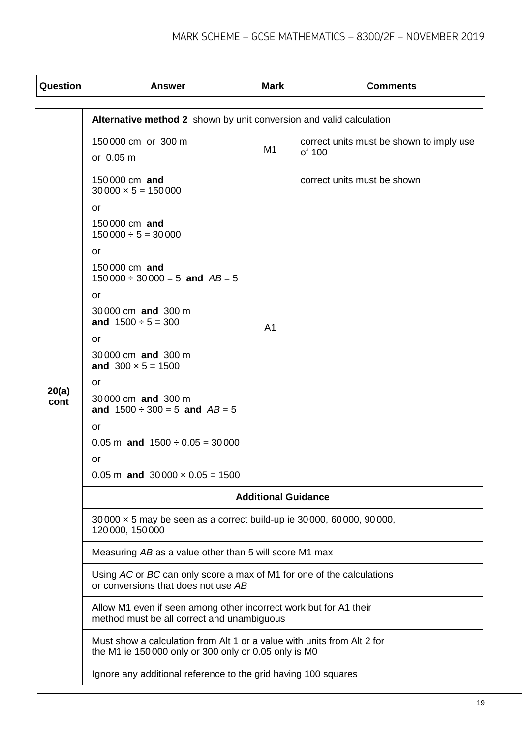| Question | Answer | Mark | Comments |
|---|---|---|---|
| 20(a) cont | **Alternative method 2** shown by unit conversion and valid calculation | | |
| | 150 000 cm or 300 m<br>or 0.05 m | M1 | correct units must be shown to imply use of 100 |
| | 150 000 cm **and**<br>$30\,000 \times 5 = 150\,000$<br>or<br>150 000 cm **and**<br>$150\,000 \div 5 = 30\,000$<br>or<br>150 000 cm **and**<br>$150\,000 \div 30\,000 = 5$ **and** $AB = 5$<br>or<br>30 000 cm **and** 300 m<br>**and** $1500 \div 5 = 300$<br>or<br>30 000 cm **and** 300 m<br>**and** $300 \times 5 = 1500$<br>or<br>30 000 cm **and** 300 m<br>**and** $1500 \div 300 = 5$ **and** $AB = 5$<br>or<br>0.05 m **and** $1500 \div 0.05 = 30\,000$<br>or<br>0.05 m **and** $30\,000 \times 0.05 = 1500$ | A1 | correct units must be shown |
| | **Additional Guidance** | | |
| | $30\,000 \times 5$ may be seen as a correct build-up ie 30 000, 60 000, 90 000, 120 000, 150 000 | | |
| | Measuring *AB* as a value other than 5 will score M1 max | | |
| | Using *AC* or *BC* can only score a max of M1 for one of the calculations or conversions that does not use *AB* | | |
| | Allow M1 even if seen among other incorrect work but for A1 their method must be all correct and unambiguous | | |
| | Must show a calculation from Alt 1 or a value with units from Alt 2 for the M1 ie 150 000 only or 300 only or 0.05 only is M0 | | |
| | Ignore any additional reference to the grid having 100 squares | | |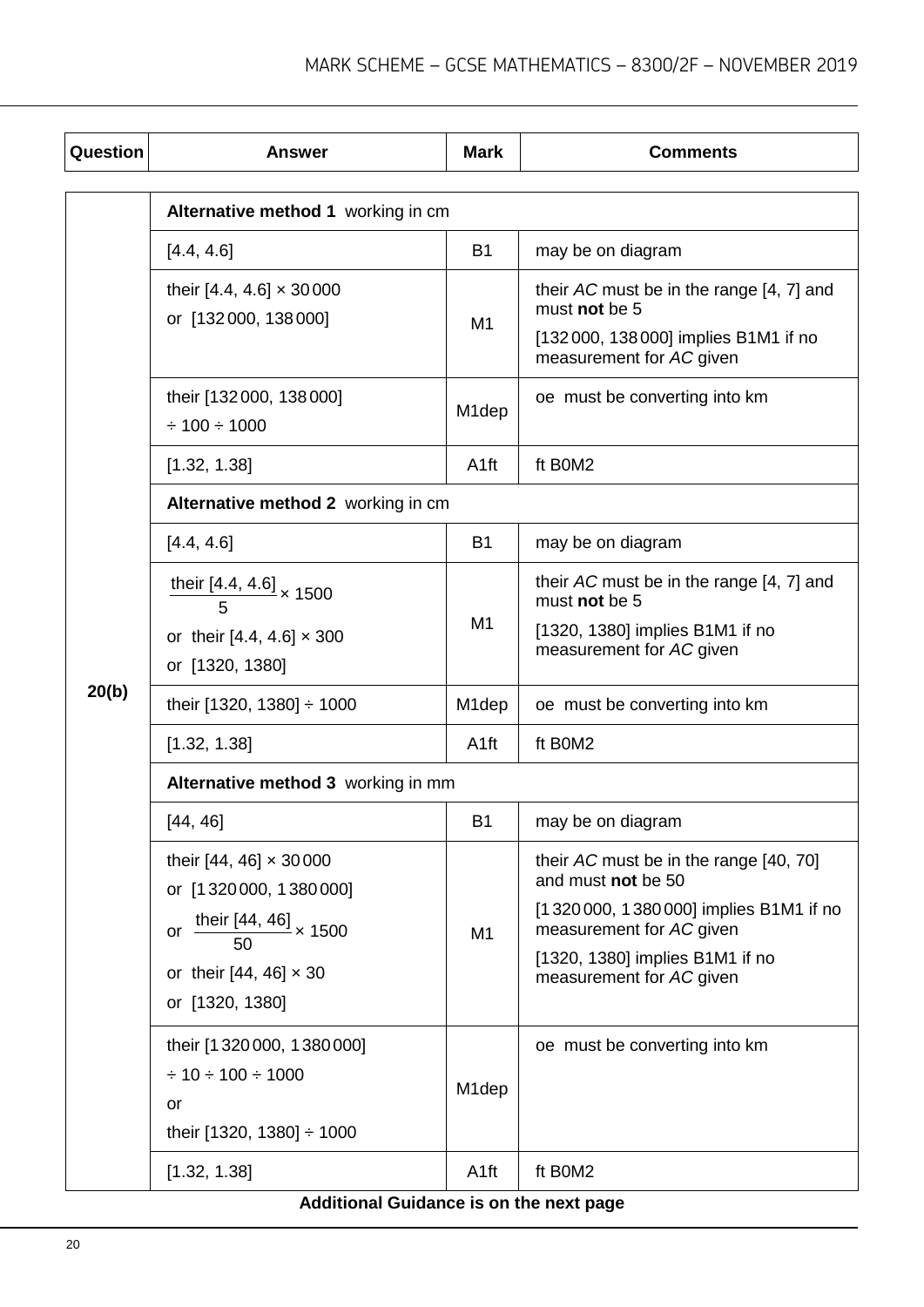| Question | Answer | Mark | Comments |
|---|---|---|---|
| 20(b) | **Alternative method 1** working in cm | | |
| | [4.4, 4.6] | B1 | may be on diagram |
| | their [4.4, 4.6] × 30 000<br>or [132 000, 138 000] | M1 | their *AC* must be in the range [4, 7] and must **not** be 5<br>[132 000, 138 000] implies B1M1 if no measurement for *AC* given |
| | their [132 000, 138 000]<br>÷ 100 ÷ 1000 | M1dep | oe must be converting into km |
| | [1.32, 1.38] | A1ft | ft B0M2 |
| | **Alternative method 2** working in cm | | |
| | [4.4, 4.6] | B1 | may be on diagram |
| | $\frac{\text{their [4.4, 4.6]}}{5} \times 1500$<br>or their [4.4, 4.6] × 300<br>or [1320, 1380] | M1 | their *AC* must be in the range [4, 7] and must **not** be 5<br>[1320, 1380] implies B1M1 if no measurement for *AC* given |
| | their [1320, 1380] ÷ 1000 | M1dep | oe must be converting into km |
| | [1.32, 1.38] | A1ft | ft B0M2 |
| | **Alternative method 3** working in mm | | |
| | [44, 46] | B1 | may be on diagram |
| | their [44, 46] × 30 000<br>or [1 320 000, 1 380 000]<br>or $\frac{\text{their [44, 46]}}{50} \times 1500$<br>or their [44, 46] × 30<br>or [1320, 1380] | M1 | their *AC* must be in the range [40, 70] and must **not** be 50<br>[1 320 000, 1 380 000] implies B1M1 if no measurement for *AC* given<br>[1320, 1380] implies B1M1 if no measurement for *AC* given |
| | their [1 320 000, 1 380 000]<br>÷ 10 ÷ 100 ÷ 1000<br>or<br>their [1320, 1380] ÷ 1000 | M1dep | oe must be converting into km |
| | [1.32, 1.38] | A1ft | ft B0M2 |

**Additional Guidance is on the next page**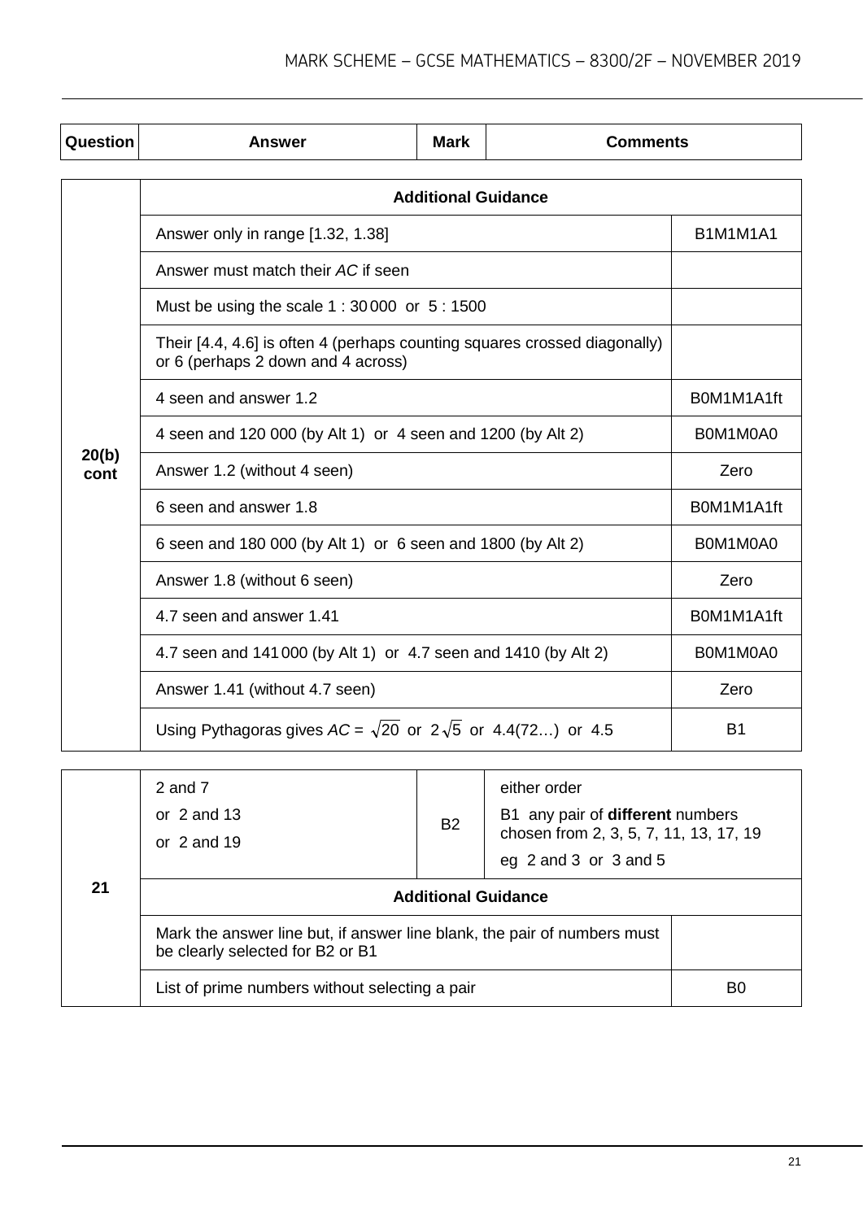| Question | Answer | Mark | Comments |
|---|---|---|---|

| Question | Additional Guidance | |
|---|---|---|
| 20(b) cont | Answer only in range [1.32, 1.38] | B1M1M1A1 |
| | Answer must match their *AC* if seen | |
| | Must be using the scale 1 : 30 000 or 5 : 1500 | |
| | Their [4.4, 4.6] is often 4 (perhaps counting squares crossed diagonally) or 6 (perhaps 2 down and 4 across) | |
| | 4 seen and answer 1.2 | B0M1M1A1ft |
| | 4 seen and 120 000 (by Alt 1) or 4 seen and 1200 (by Alt 2) | B0M1M0A0 |
| | Answer 1.2 (without 4 seen) | Zero |
| | 6 seen and answer 1.8 | B0M1M1A1ft |
| | 6 seen and 180 000 (by Alt 1) or 6 seen and 1800 (by Alt 2) | B0M1M0A0 |
| | Answer 1.8 (without 6 seen) | Zero |
| | 4.7 seen and answer 1.41 | B0M1M1A1ft |
| | 4.7 seen and 141 000 (by Alt 1) or 4.7 seen and 1410 (by Alt 2) | B0M1M0A0 |
| | Answer 1.41 (without 4.7 seen) | Zero |
| | Using Pythagoras gives $AC = \sqrt{20}$ or $2\sqrt{5}$ or 4.4(72…) or 4.5 | B1 |

| Question | Answer | Mark | Comments |
|---|---|---|---|
| 21 | 2 and 7<br>or 2 and 13<br>or 2 and 19 | B2 | either order<br>B1 any pair of **different** numbers chosen from 2, 3, 5, 7, 11, 13, 17, 19<br>eg 2 and 3 or 3 and 5 |
| | **Additional Guidance** | | |
| | Mark the answer line but, if answer line blank, the pair of numbers must be clearly selected for B2 or B1 | | |
| | List of prime numbers without selecting a pair | | B0 |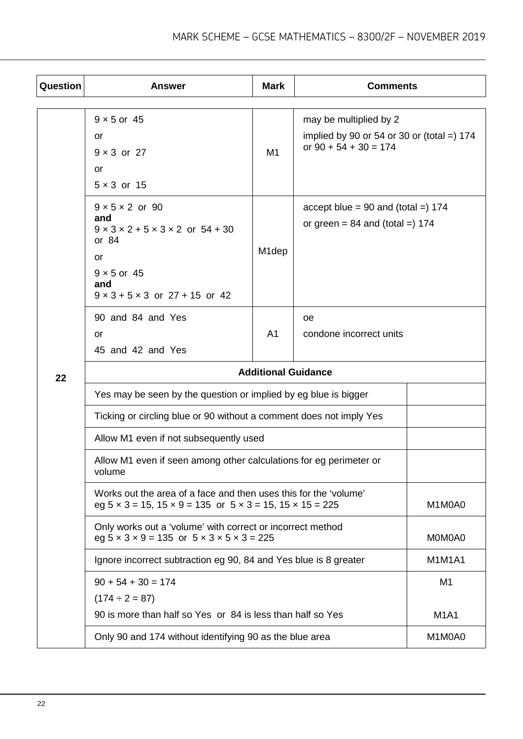| Question | Answer | Mark | Comments |
|---|---|---|---|
| 22 | $9 \times 5$ or 45<br>or<br>$9 \times 3$ or 27<br>or<br>$5 \times 3$ or 15 | M1 | may be multiplied by 2<br>implied by 90 or 54 or 30 or (total =) 174 or $90 + 54 + 30 = 174$ |
| | $9 \times 5 \times 2$ or 90<br>**and**<br>$9 \times 3 \times 2 + 5 \times 3 \times 2$ or $54 + 30$ or 84<br>or<br>$9 \times 5$ or 45<br>**and**<br>$9 \times 3 + 5 \times 3$ or $27 + 15$ or 42 | M1dep | accept blue = 90 and (total =) 174<br>or green = 84 and (total =) 174 |
| | 90 and 84 and Yes<br>or<br>45 and 42 and Yes | A1 | oe<br>condone incorrect units |

**Additional Guidance**

| Guidance | Marks |
|---|---|
| Yes may be seen by the question or implied by eg blue is bigger | |
| Ticking or circling blue or 90 without a comment does not imply Yes | |
| Allow M1 even if not subsequently used | |
| Allow M1 even if seen among other calculations for eg perimeter or volume | |
| Works out the area of a face and then uses this for the 'volume'<br>eg $5 \times 3 = 15$, $15 \times 9 = 135$ or $5 \times 3 = 15$, $15 \times 15 = 225$ | M1M0A0 |
| Only works out a 'volume' with correct or incorrect method<br>eg $5 \times 3 \times 9 = 135$ or $5 \times 3 \times 5 \times 3 = 225$ | M0M0A0 |
| Ignore incorrect subtraction eg 90, 84 and Yes blue is 8 greater | M1M1A1 |
| $90 + 54 + 30 = 174$<br>$(174 \div 2 = 87)$<br>90 is more than half so Yes or 84 is less than half so Yes | M1<br><br>M1A1 |
| Only 90 and 174 without identifying 90 as the blue area | M1M0A0 |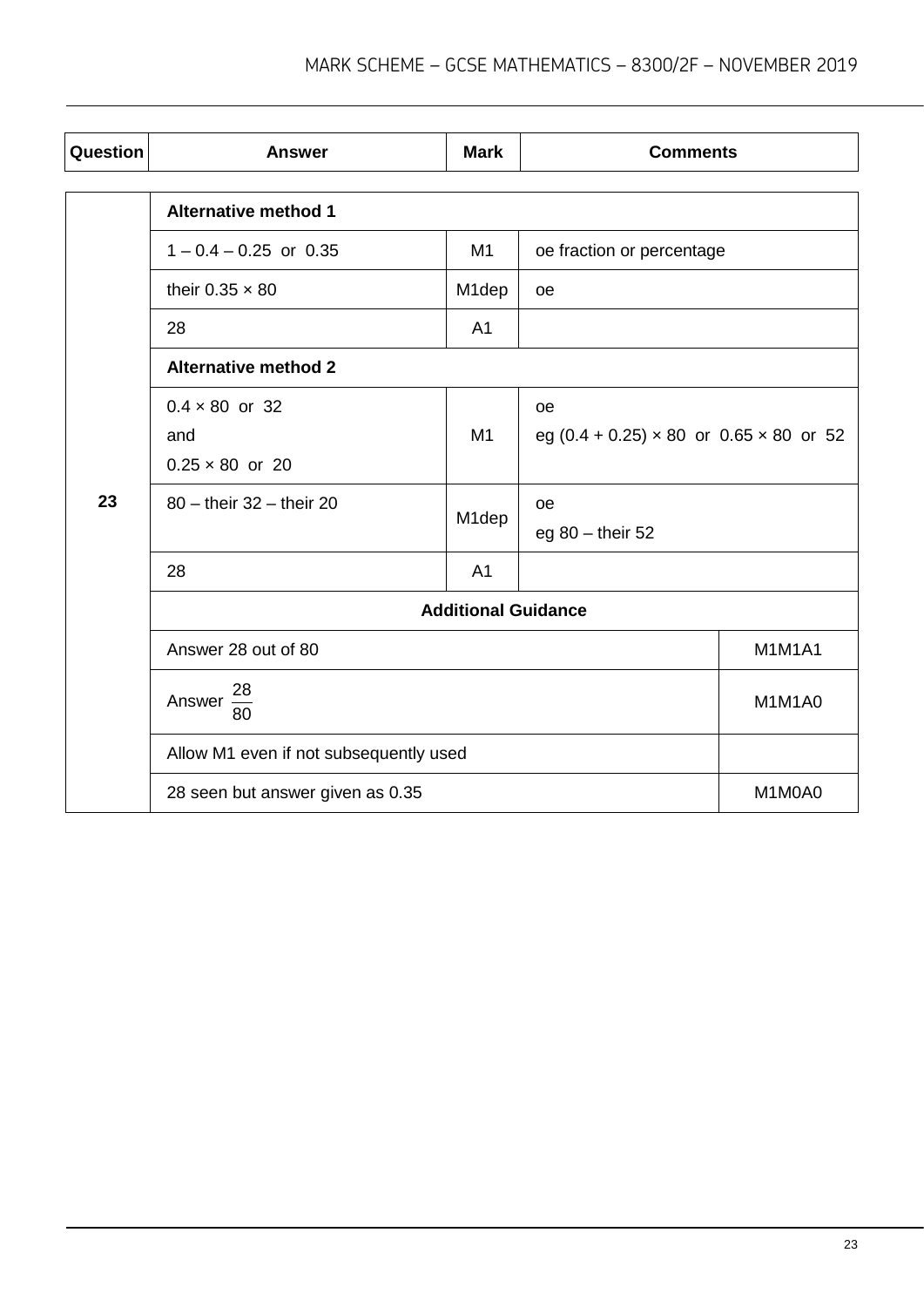| Question | Answer | Mark | Comments |
|---|---|---|---|
| 23 | **Alternative method 1** | | |
| | $1 - 0.4 - 0.25$ or $0.35$ | M1 | oe fraction or percentage |
| | their $0.35 \times 80$ | M1dep | oe |
| | 28 | A1 | |
| | **Alternative method 2** | | |
| | $0.4 \times 80$ or $32$<br>and<br>$0.25 \times 80$ or $20$ | M1 | oe<br>eg $(0.4 + 0.25) \times 80$ or $0.65 \times 80$ or $52$ |
| | $80 -$ their $32 -$ their $20$ | M1dep | oe<br>eg $80 -$ their $52$ |
| | 28 | A1 | |
| | **Additional Guidance** | | |
| | Answer 28 out of 80 | | M1M1A1 |
| | Answer $\frac{28}{80}$ | | M1M1A0 |
| | Allow M1 even if not subsequently used | | |
| | 28 seen but answer given as 0.35 | | M1M0A0 |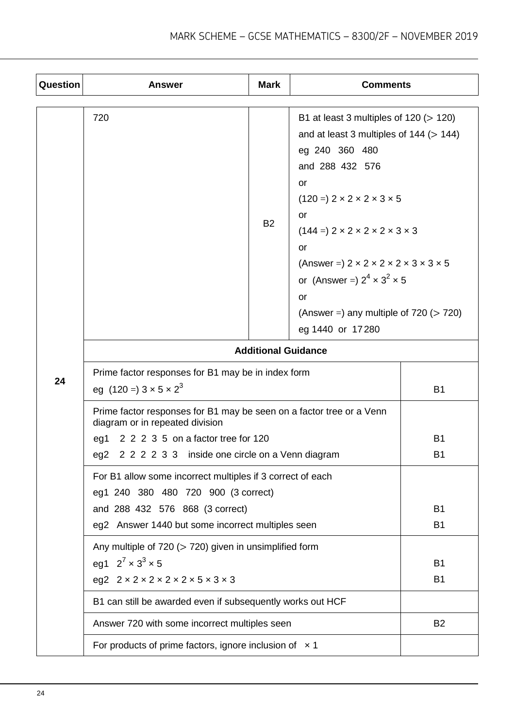| Question | Answer | Mark | Comments |
|---|---|---|---|
| 24 | 720 | B2 | B1 at least 3 multiples of 120 (> 120) and at least 3 multiples of 144 (> 144)<br>eg 240 360 480<br>and 288 432 576<br>or<br>(120 =) $2 \times 2 \times 2 \times 3 \times 5$<br>or<br>(144 =) $2 \times 2 \times 2 \times 2 \times 3 \times 3$<br>or<br>(Answer =) $2 \times 2 \times 2 \times 2 \times 3 \times 3 \times 5$<br>or (Answer =) $2^4 \times 3^2 \times 5$<br>or<br>(Answer =) any multiple of 720 (> 720)<br>eg 1440 or 17280 |

**Additional Guidance**

| Guidance | Mark |
|---|---|
| Prime factor responses for B1 may be in index form<br>eg (120 =) $3 \times 5 \times 2^3$ | B1 |
| Prime factor responses for B1 may be seen on a factor tree or a Venn diagram or in repeated division<br>eg1 2 2 2 3 5 on a factor tree for 120<br>eg2 2 2 2 2 3 3 inside one circle on a Venn diagram | <br><br>B1<br>B1 |
| For B1 allow some incorrect multiples if 3 correct of each<br>eg1 240 380 480 720 900 (3 correct)<br>and 288 432 576 868 (3 correct)<br>eg2 Answer 1440 but some incorrect multiples seen | <br><br>B1<br>B1 |
| Any multiple of 720 (> 720) given in unsimplified form<br>eg1 $2^7 \times 3^3 \times 5$<br>eg2 $2 \times 2 \times 2 \times 2 \times 2 \times 5 \times 3 \times 3$ | <br>B1<br>B1 |
| B1 can still be awarded even if subsequently works out HCF | |
| Answer 720 with some incorrect multiples seen | B2 |
| For products of prime factors, ignore inclusion of $\times 1$ | |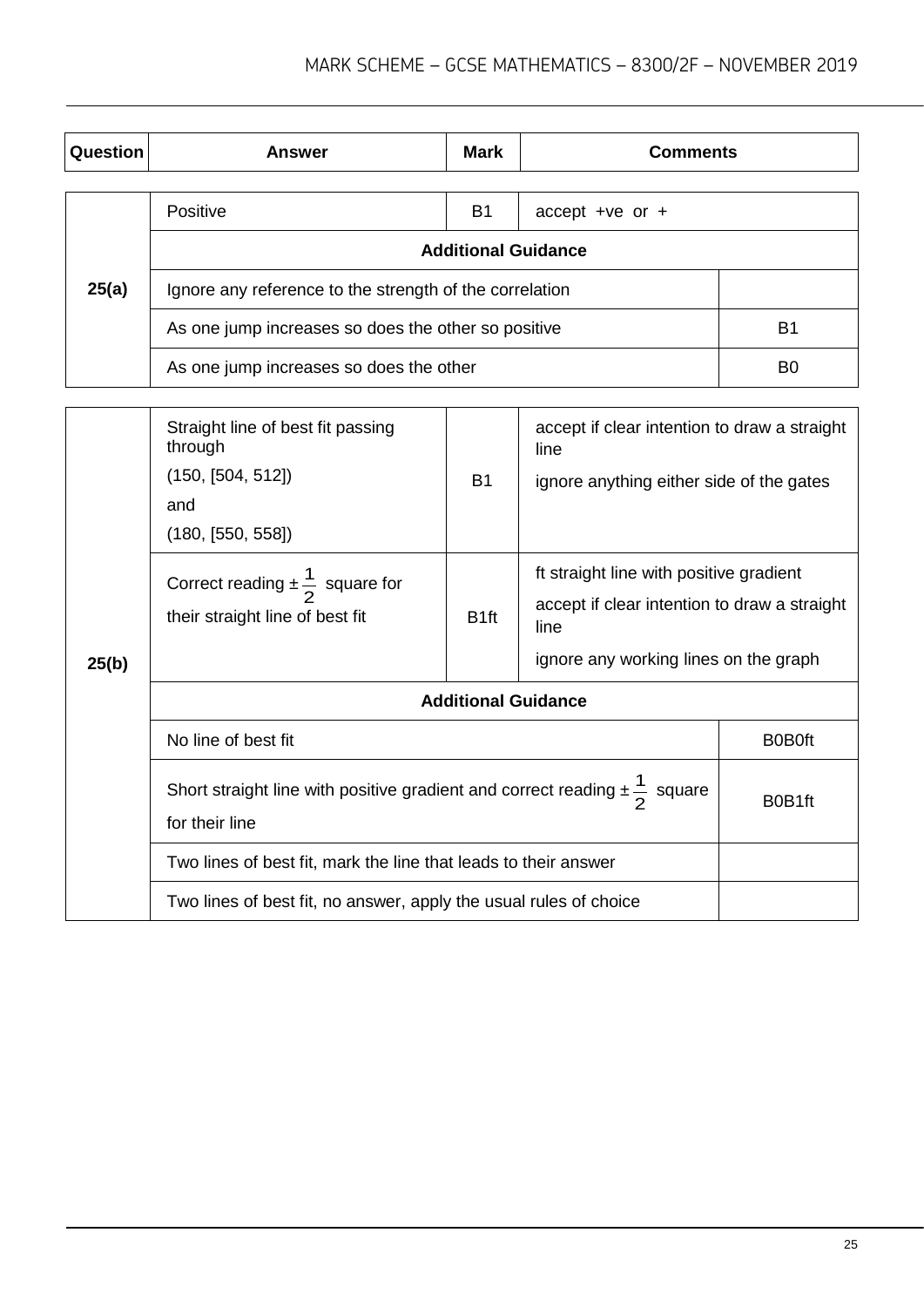| Question | Answer | Mark | Comments |
|---|---|---|---|
| 25(a) | Positive | B1 | accept +ve or + |
| | **Additional Guidance** | | |
| | Ignore any reference to the strength of the correlation | | |
| | As one jump increases so does the other so positive | | B1 |
| | As one jump increases so does the other | | B0 |

| Question | Answer | Mark | Comments |
|---|---|---|---|
| 25(b) | Straight line of best fit passing through<br>(150, [504, 512])<br>and<br>(180, [550, 558]) | B1 | accept if clear intention to draw a straight line<br>ignore anything either side of the gates |
| | Correct reading $\pm\frac{1}{2}$ square for their straight line of best fit | B1ft | ft straight line with positive gradient<br>accept if clear intention to draw a straight line<br>ignore any working lines on the graph |
| | **Additional Guidance** | | |
| | No line of best fit | | B0B0ft |
| | Short straight line with positive gradient and correct reading $\pm\frac{1}{2}$ square for their line | | B0B1ft |
| | Two lines of best fit, mark the line that leads to their answer | | |
| | Two lines of best fit, no answer, apply the usual rules of choice | | |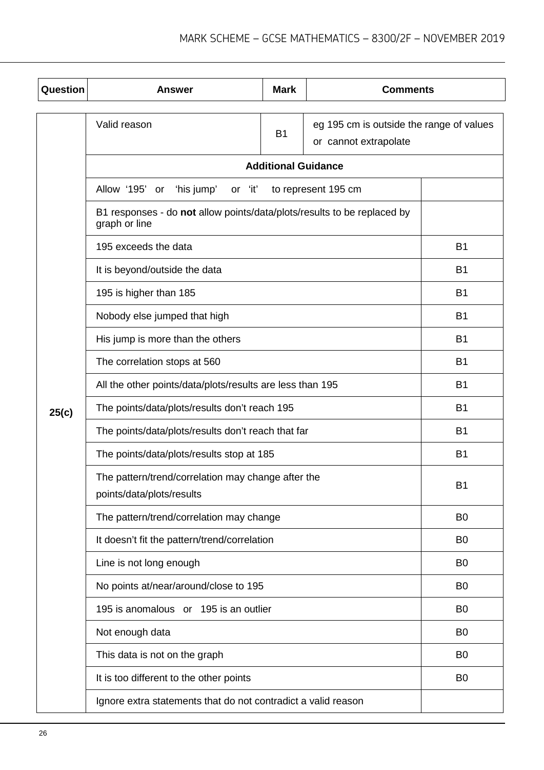| Question | Answer | Mark | Comments |
|---|---|---|---|
| 25(c) | Valid reason | B1 | eg 195 cm is outside the range of values or cannot extrapolate |
| | **Additional Guidance** | | |
| | Allow '195' or 'his jump' or 'it' to represent 195 cm | | |
| | B1 responses - do **not** allow points/data/plots/results to be replaced by graph or line | | |
| | 195 exceeds the data | | B1 |
| | It is beyond/outside the data | | B1 |
| | 195 is higher than 185 | | B1 |
| | Nobody else jumped that high | | B1 |
| | His jump is more than the others | | B1 |
| | The correlation stops at 560 | | B1 |
| | All the other points/data/plots/results are less than 195 | | B1 |
| | The points/data/plots/results don't reach 195 | | B1 |
| | The points/data/plots/results don't reach that far | | B1 |
| | The points/data/plots/results stop at 185 | | B1 |
| | The pattern/trend/correlation may change after the points/data/plots/results | | B1 |
| | The pattern/trend/correlation may change | | B0 |
| | It doesn't fit the pattern/trend/correlation | | B0 |
| | Line is not long enough | | B0 |
| | No points at/near/around/close to 195 | | B0 |
| | 195 is anomalous or 195 is an outlier | | B0 |
| | Not enough data | | B0 |
| | This data is not on the graph | | B0 |
| | It is too different to the other points | | B0 |
| | Ignore extra statements that do not contradict a valid reason | | |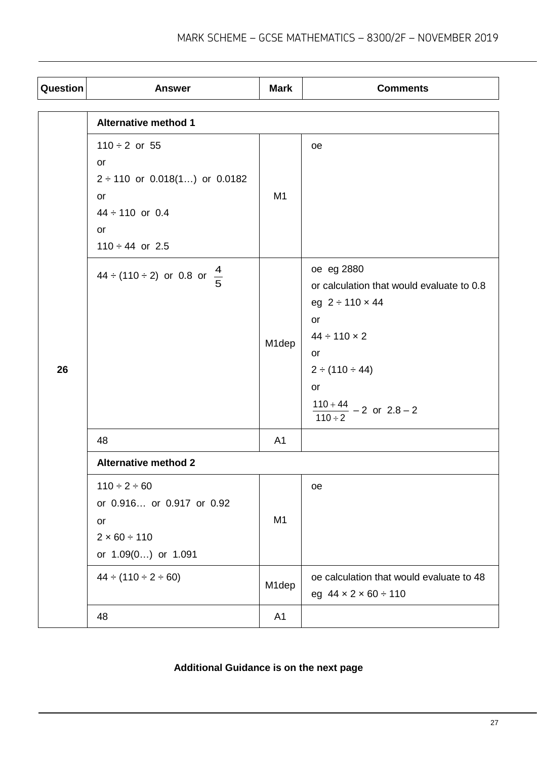| Question | Answer | Mark | Comments |
|---|---|---|---|
| 26 | **Alternative method 1** | | |
| | $110 \div 2$ or 55<br>or<br>$2 \div 110$ or 0.018(1…) or 0.0182<br>or<br>$44 \div 110$ or 0.4<br>or<br>$110 \div 44$ or 2.5 | M1 | oe |
| | $44 \div (110 \div 2)$ or 0.8 or $\frac{4}{5}$ | M1dep | oe eg 2880<br>or calculation that would evaluate to 0.8<br>eg $2 \div 110 \times 44$<br>or<br>$44 \div 110 \times 2$<br>or<br>$2 \div (110 \div 44)$<br>or<br>$\frac{110 + 44}{110 \div 2} - 2$ or $2.8 - 2$ |
| | 48 | A1 | |
| | **Alternative method 2** | | |
| | $110 \div 2 \div 60$<br>or 0.916… or 0.917 or 0.92<br>or<br>$2 \times 60 \div 110$<br>or 1.09(0…) or 1.091 | M1 | oe |
| | $44 \div (110 \div 2 \div 60)$ | M1dep | oe calculation that would evaluate to 48<br>eg $44 \times 2 \times 60 \div 110$ |
| | 48 | A1 | |

**Additional Guidance is on the next page**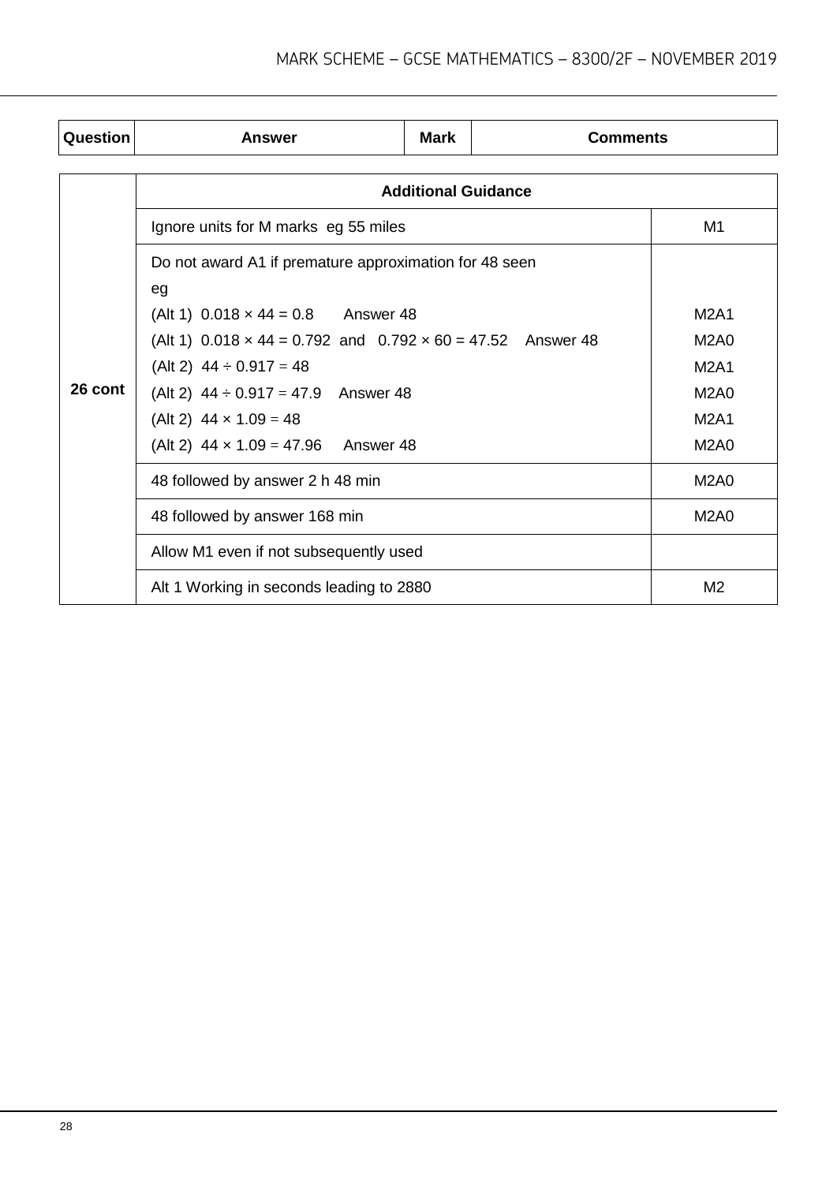| Question | Answer | Mark | Comments |
|---|---|---|---|

| Question | Additional Guidance | |
|---|---|---|
| 26 cont | Ignore units for M marks  eg 55 miles | M1 |
| | Do not award A1 if premature approximation for 48 seen<br>eg<br>(Alt 1)  $0.018 \times 44 = 0.8$      Answer 48<br>(Alt 1)  $0.018 \times 44 = 0.792$  and  $0.792 \times 60 = 47.52$    Answer 48<br>(Alt 2)  $44 \div 0.917 = 48$<br>(Alt 2)  $44 \div 0.917 = 47.9$    Answer 48<br>(Alt 2)  $44 \times 1.09 = 48$<br>(Alt 2)  $44 \times 1.09 = 47.96$    Answer 48 | <br><br>M2A1<br>M2A0<br>M2A1<br>M2A0<br>M2A1<br>M2A0 |
| | 48 followed by answer 2 h 48 min | M2A0 |
| | 48 followed by answer 168 min | M2A0 |
| | Allow M1 even if not subsequently used | |
| | Alt 1 Working in seconds leading to 2880 | M2 |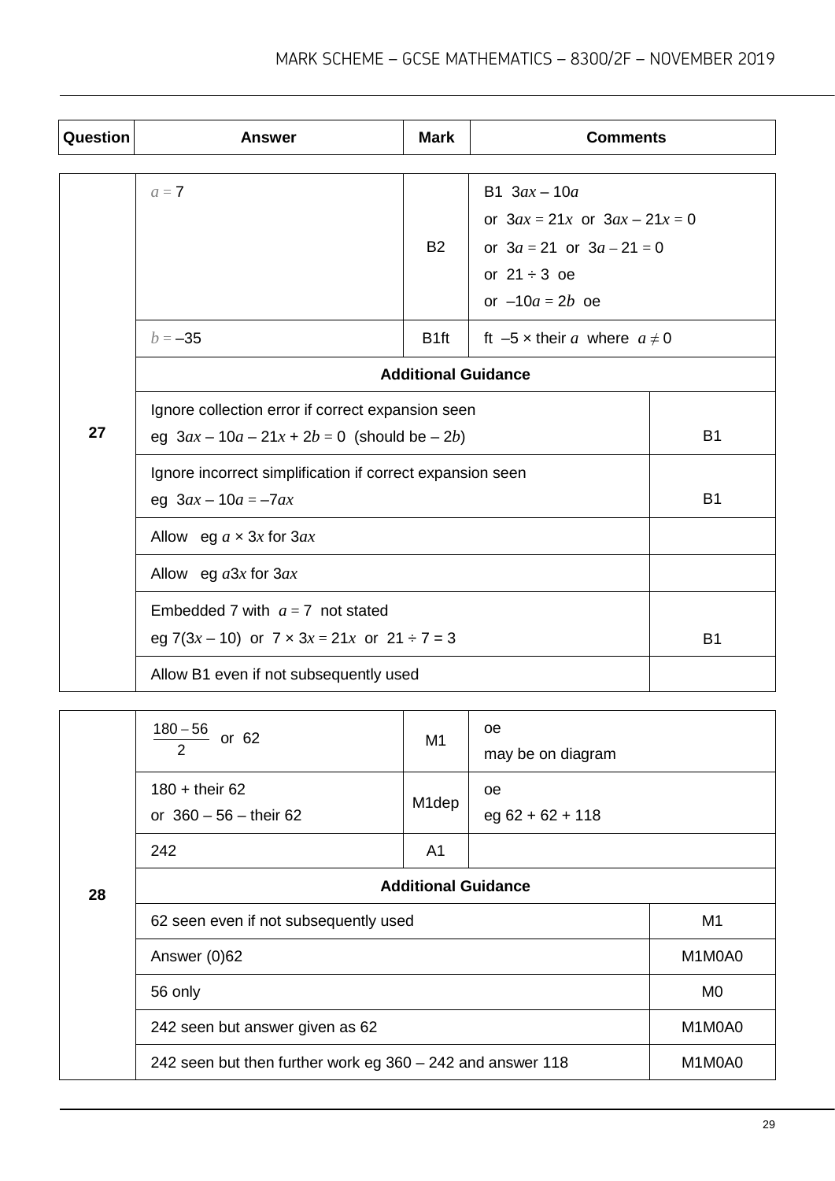| Question | Answer | Mark | Comments |
|---|---|---|---|
| 27 | $a = 7$ | B2 | B1 $3ax - 10a$<br>or $3ax = 21x$ or $3ax - 21x = 0$<br>or $3a = 21$ or $3a - 21 = 0$<br>or $21 \div 3$ oe<br>or $-10a = 2b$ oe |
| | $b = -35$ | B1ft | ft $-5 \times$ their $a$ where $a \neq 0$ |
| | **Additional Guidance** | | |
| | Ignore collection error if correct expansion seen<br>eg $3ax - 10a - 21x + 2b = 0$ (should be $-2b$) | | B1 |
| | Ignore incorrect simplification if correct expansion seen<br>eg $3ax - 10a = -7ax$ | | B1 |
| | Allow eg $a \times 3x$ for $3ax$ | | |
| | Allow eg $a3x$ for $3ax$ | | |
| | Embedded 7 with $a = 7$ not stated<br>eg $7(3x - 10)$ or $7 \times 3x = 21x$ or $21 \div 7 = 3$ | | B1 |
| | Allow B1 even if not subsequently used | | |

| Question | Answer | Mark | Comments |
|---|---|---|---|
| 28 | $\frac{180 - 56}{2}$ or 62 | M1 | oe<br>may be on diagram |
| | 180 + their 62<br>or 360 – 56 – their 62 | M1dep | oe<br>eg 62 + 62 + 118 |
| | 242 | A1 | |
| | **Additional Guidance** | | |
| | 62 seen even if not subsequently used | | M1 |
| | Answer (0)62 | | M1M0A0 |
| | 56 only | | M0 |
| | 242 seen but answer given as 62 | | M1M0A0 |
| | 242 seen but then further work eg 360 – 242 and answer 118 | | M1M0A0 |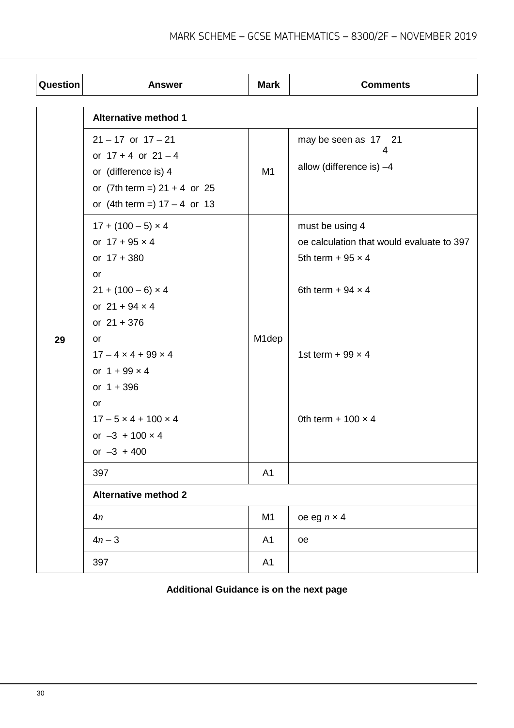| Question | Answer | Mark | Comments |
|---|---|---|---|
| 29 | **Alternative method 1** | | |
| | $21 - 17$ or $17 - 21$<br>or $17 + 4$ or $21 - 4$<br>or (difference is) 4<br>or (7th term =) $21 + 4$ or 25<br>or (4th term =) $17 - 4$ or 13 | M1 | may be seen as 17  21 with 4 between<br>allow (difference is) –4 |
| | $17 + (100 - 5) \times 4$<br>or $17 + 95 \times 4$<br>or $17 + 380$<br>or<br>$21 + (100 - 6) \times 4$<br>or $21 + 94 \times 4$<br>or $21 + 376$<br>or<br>$17 - 4 \times 4 + 99 \times 4$<br>or $1 + 99 \times 4$<br>or $1 + 396$<br>or<br>$17 - 5 \times 4 + 100 \times 4$<br>or $-3 + 100 \times 4$<br>or $-3 + 400$ | M1dep | must be using 4<br>oe calculation that would evaluate to 397<br>5th term + $95 \times 4$<br><br>6th term + $94 \times 4$<br><br>1st term + $99 \times 4$<br><br>0th term + $100 \times 4$ |
| | 397 | A1 | |
| | **Alternative method 2** | | |
| | $4n$ | M1 | oe eg $n \times 4$ |
| | $4n - 3$ | A1 | oe |
| | 397 | A1 | |

**Additional Guidance is on the next page**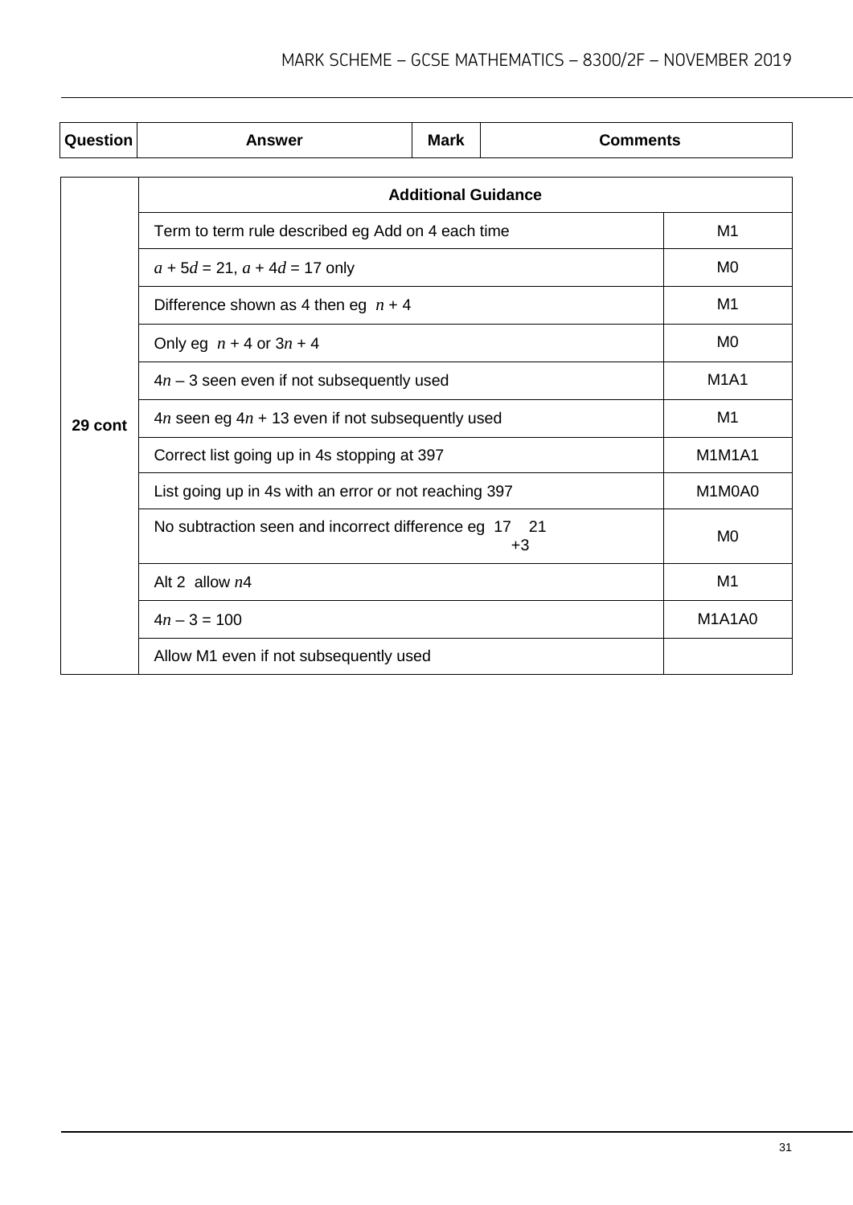| Question | Answer | Mark | Comments |
|---|---|---|---|

| | Additional Guidance | |
|---|---|---|
| 29 cont | Term to term rule described eg Add on 4 each time | M1 |
| | $a + 5d = 21$, $a + 4d = 17$ only | M0 |
| | Difference shown as 4 then eg $n + 4$ | M1 |
| | Only eg $n + 4$ or $3n + 4$ | M0 |
| | $4n - 3$ seen even if not subsequently used | M1A1 |
| | $4n$ seen eg $4n + 13$ even if not subsequently used | M1 |
| | Correct list going up in 4s stopping at 397 | M1M1A1 |
| | List going up in 4s with an error or not reaching 397 | M1M0A0 |
| | No subtraction seen and incorrect difference eg 17 21 +3 | M0 |
| | Alt 2 allow $n4$ | M1 |
| | $4n - 3 = 100$ | M1A1A0 |
| | Allow M1 even if not subsequently used | |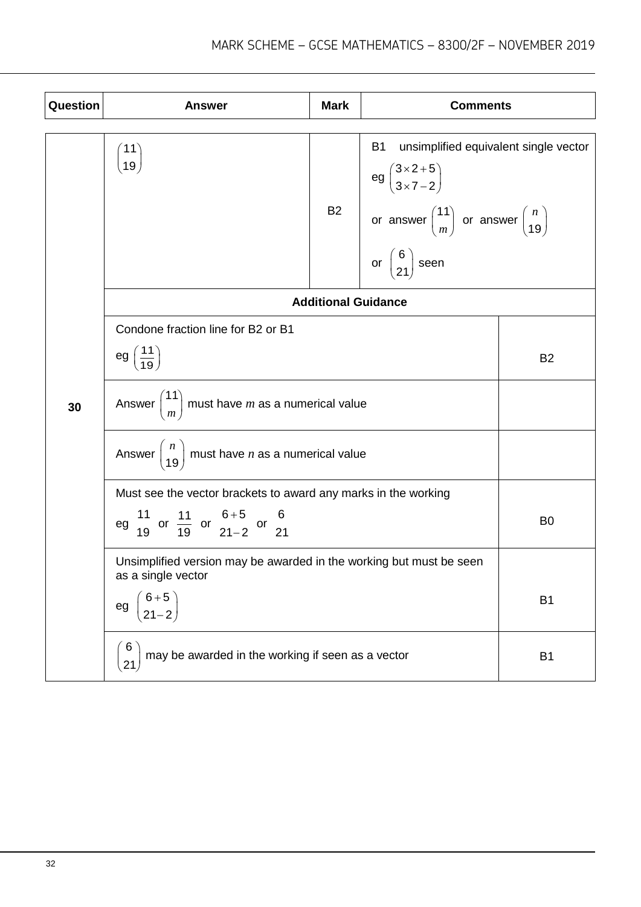| Question | Answer | Mark | Comments |
|---|---|---|---|
| 30 | $\begin{pmatrix} 11 \\ 19 \end{pmatrix}$ | B2 | B1 unsimplified equivalent single vector<br>eg $\begin{pmatrix} 3\times2+5 \\ 3\times7-2 \end{pmatrix}$<br>or answer $\begin{pmatrix} 11 \\ m \end{pmatrix}$ or answer $\begin{pmatrix} n \\ 19 \end{pmatrix}$<br>or $\begin{pmatrix} 6 \\ 21 \end{pmatrix}$ seen |

**Additional Guidance**

| Guidance | Mark |
|---|---|
| Condone fraction line for B2 or B1<br>eg $\left(\frac{11}{19}\right)$ | B2 |
| Answer $\begin{pmatrix} 11 \\ m \end{pmatrix}$ must have $m$ as a numerical value | |
| Answer $\begin{pmatrix} n \\ 19 \end{pmatrix}$ must have $n$ as a numerical value | |
| Must see the vector brackets to award any marks in the working<br>eg $\begin{matrix} 11 \\ 19 \end{matrix}$ or $\frac{11}{19}$ or $\begin{matrix} 6+5 \\ 21-2 \end{matrix}$ or $\begin{matrix} 6 \\ 21 \end{matrix}$ | B0 |
| Unsimplified version may be awarded in the working but must be seen as a single vector<br>eg $\begin{pmatrix} 6+5 \\ 21-2 \end{pmatrix}$ | B1 |
| $\begin{pmatrix} 6 \\ 21 \end{pmatrix}$ may be awarded in the working if seen as a vector | B1 |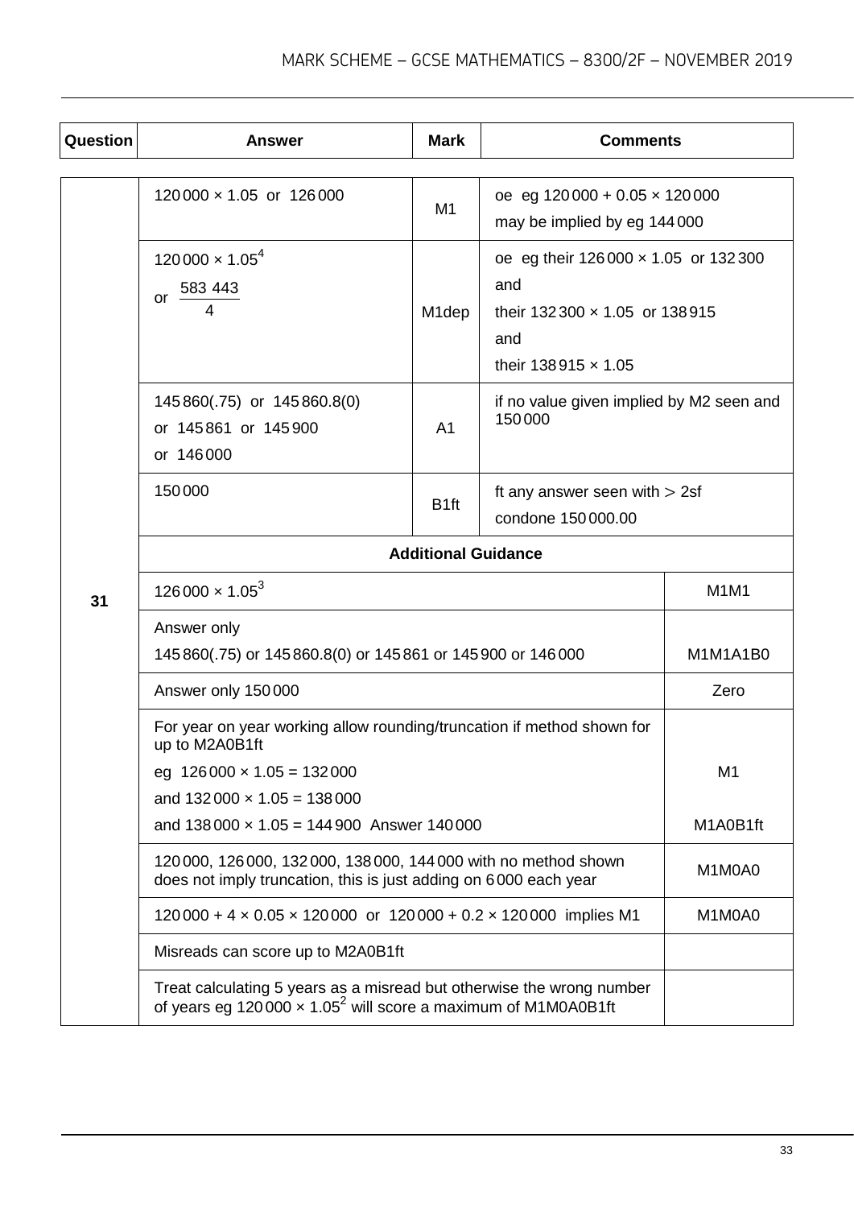| Question | Answer | Mark | Comments |
| --- | --- | --- | --- |
| 31 | $120\,000 \times 1.05$ or $126\,000$ | M1 | oe eg $120\,000 + 0.05 \times 120\,000$<br>may be implied by eg $144\,000$ |
| | $120\,000 \times 1.05^4$<br>or $\frac{583\,443}{4}$ | M1dep | oe eg their $126\,000 \times 1.05$ or $132\,300$<br>and<br>their $132\,300 \times 1.05$ or $138\,915$<br>and<br>their $138\,915 \times 1.05$ |
| | 145 860(.75) or 145 860.8(0)<br>or 145 861 or 145 900<br>or 146 000 | A1 | if no value given implied by M2 seen and 150 000 |
| | 150 000 | B1ft | ft any answer seen with > 2sf<br>condone 150 000.00 |
| | **Additional Guidance** | | |
| | $126\,000 \times 1.05^3$ | | M1M1 |
| | Answer only<br>145 860(.75) or 145 860.8(0) or 145 861 or 145 900 or 146 000 | | M1M1A1B0 |
| | Answer only 150 000 | | Zero |
| | For year on year working allow rounding/truncation if method shown for up to M2A0B1ft<br>eg $126\,000 \times 1.05 = 132\,000$<br>and $132\,000 \times 1.05 = 138\,000$<br>and $138\,000 \times 1.05 = 144\,900$ Answer 140 000 | | M1<br><br>M1A0B1ft |
| | 120 000, 126 000, 132 000, 138 000, 144 000 with no method shown does not imply truncation, this is just adding on 6 000 each year | | M1M0A0 |
| | $120\,000 + 4 \times 0.05 \times 120\,000$ or $120\,000 + 0.2 \times 120\,000$ implies M1 | | M1M0A0 |
| | Misreads can score up to M2A0B1ft | | |
| | Treat calculating 5 years as a misread but otherwise the wrong number of years eg $120\,000 \times 1.05^2$ will score a maximum of M1M0A0B1ft | | |